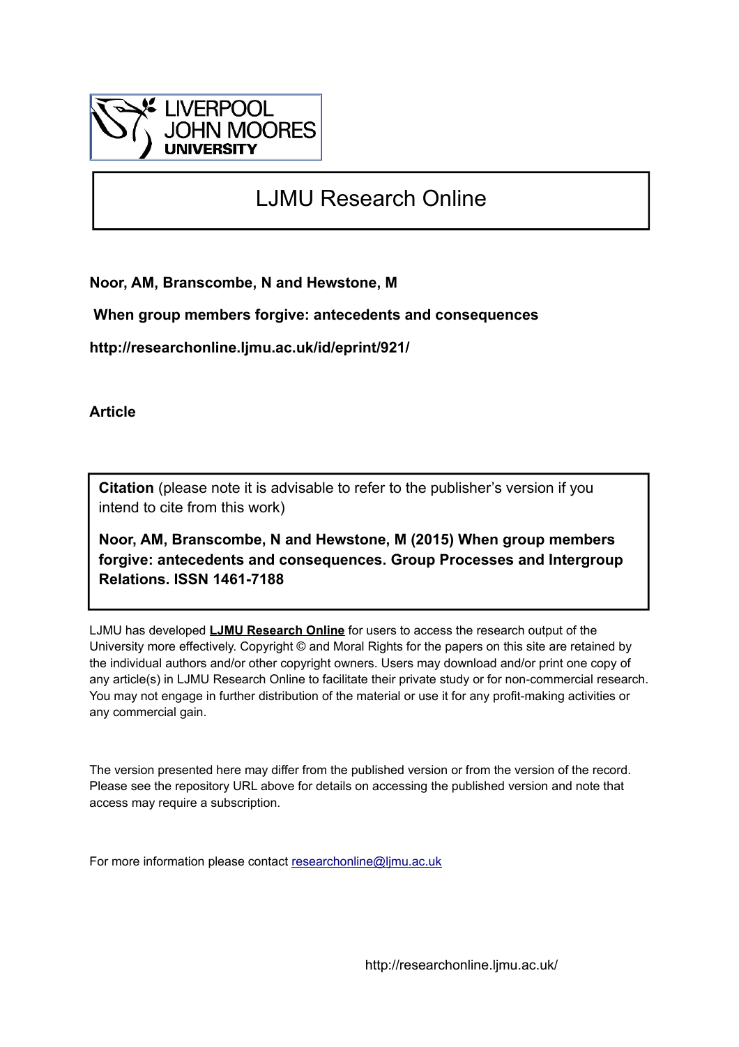LIVERPOOL JOHN MOORES UNIVERSITY

# LJMU Research Online

**Noor, AM, Branscombe, N and Hewstone, M**

**When group members forgive: antecedents and consequences**

**http://researchonline.ljmu.ac.uk/id/eprint/921/**

**Article**

**Citation** (please note it is advisable to refer to the publisher's version if you intend to cite from this work)

**Noor, AM, Branscombe, N and Hewstone, M (2015) When group members forgive: antecedents and consequences. Group Processes and Intergroup Relations. ISSN 1461-7188**

LJMU has developed **LJMU Research Online** for users to access the research output of the University more effectively. Copyright © and Moral Rights for the papers on this site are retained by the individual authors and/or other copyright owners. Users may download and/or print one copy of any article(s) in LJMU Research Online to facilitate their private study or for non-commercial research. You may not engage in further distribution of the material or use it for any profit-making activities or any commercial gain.

The version presented here may differ from the published version or from the version of the record. Please see the repository URL above for details on accessing the published version and note that access may require a subscription.

For more information please contact researchonline@ljmu.ac.uk

http://researchonline.ljmu.ac.uk/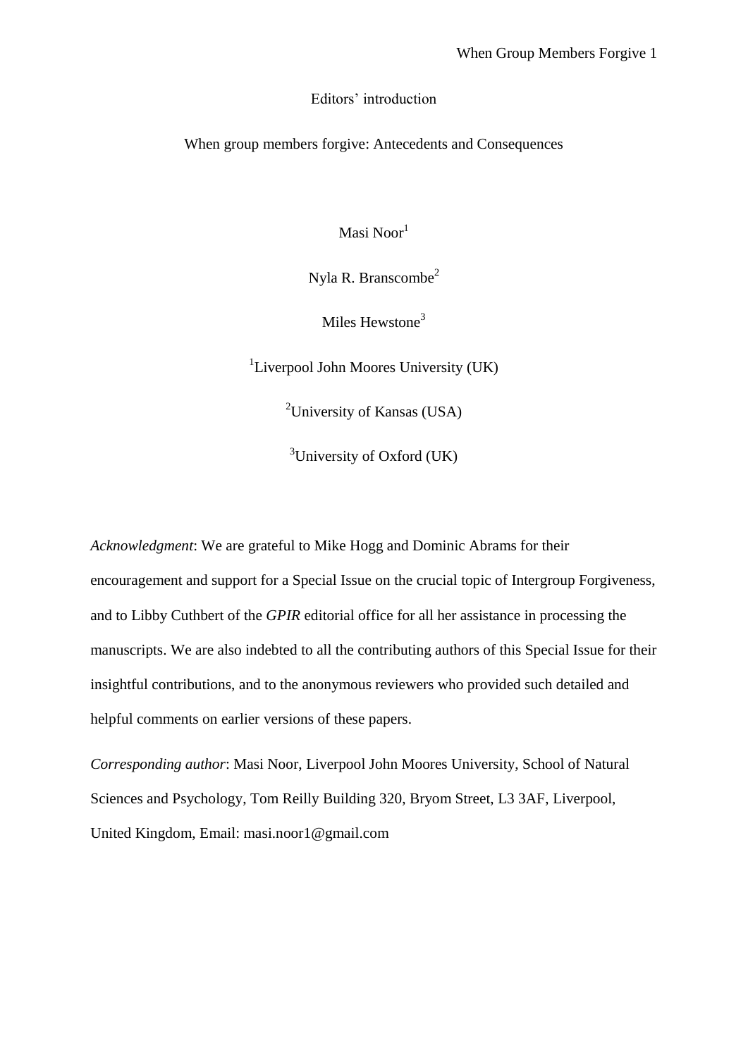Editors' introduction

When group members forgive: Antecedents and Consequences

Masi Noor[1]

Nyla R. Branscombe[2]

Miles Hewstone[3]

[1]Liverpool John Moores University (UK)

[2]University of Kansas (USA)

[3]University of Oxford (UK)

*Acknowledgment*: We are grateful to Mike Hogg and Dominic Abrams for their encouragement and support for a Special Issue on the crucial topic of Intergroup Forgiveness, and to Libby Cuthbert of the *GPIR* editorial office for all her assistance in processing the manuscripts. We are also indebted to all the contributing authors of this Special Issue for their insightful contributions, and to the anonymous reviewers who provided such detailed and helpful comments on earlier versions of these papers.

*Corresponding author*: Masi Noor, Liverpool John Moores University, School of Natural Sciences and Psychology, Tom Reilly Building 320, Bryom Street, L3 3AF, Liverpool, United Kingdom, Email: masi.noor1@gmail.com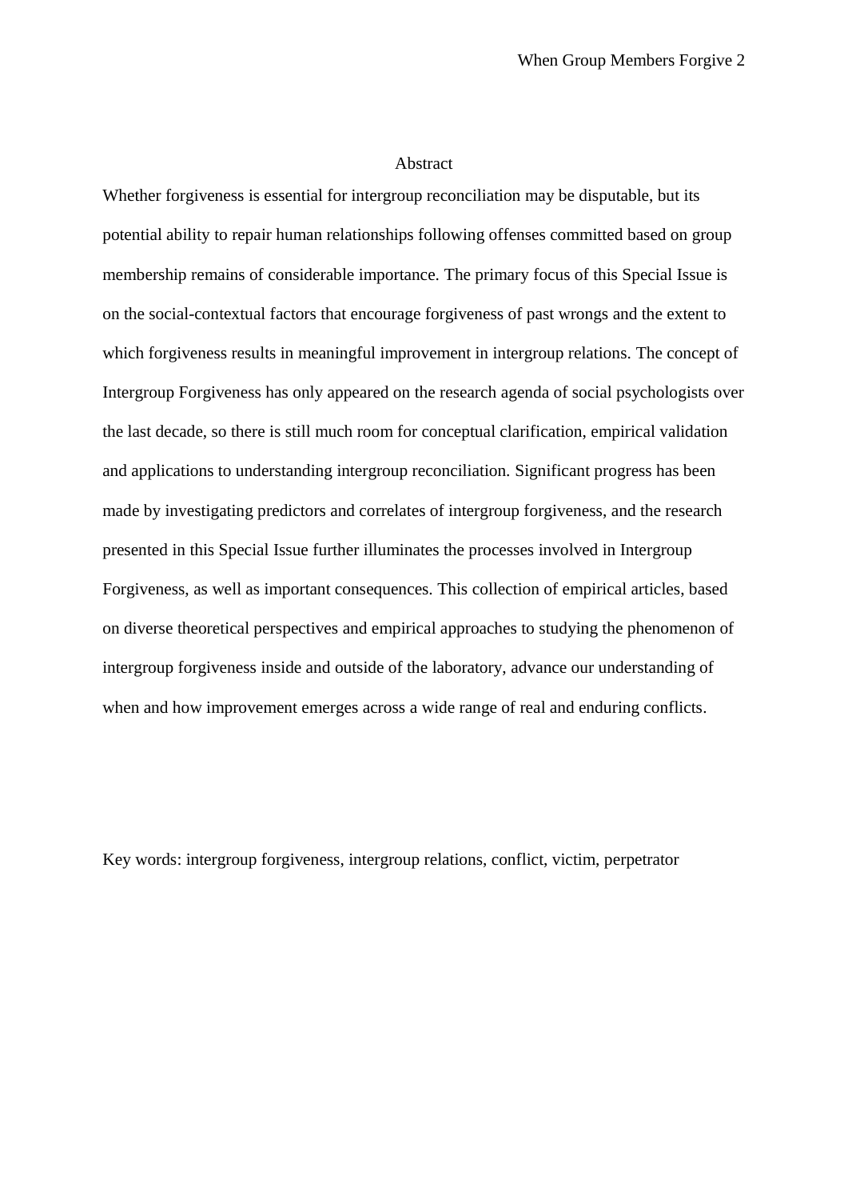## Abstract

Whether forgiveness is essential for intergroup reconciliation may be disputable, but its potential ability to repair human relationships following offenses committed based on group membership remains of considerable importance. The primary focus of this Special Issue is on the social-contextual factors that encourage forgiveness of past wrongs and the extent to which forgiveness results in meaningful improvement in intergroup relations. The concept of Intergroup Forgiveness has only appeared on the research agenda of social psychologists over the last decade, so there is still much room for conceptual clarification, empirical validation and applications to understanding intergroup reconciliation. Significant progress has been made by investigating predictors and correlates of intergroup forgiveness, and the research presented in this Special Issue further illuminates the processes involved in Intergroup Forgiveness, as well as important consequences. This collection of empirical articles, based on diverse theoretical perspectives and empirical approaches to studying the phenomenon of intergroup forgiveness inside and outside of the laboratory, advance our understanding of when and how improvement emerges across a wide range of real and enduring conflicts.

Key words: intergroup forgiveness, intergroup relations, conflict, victim, perpetrator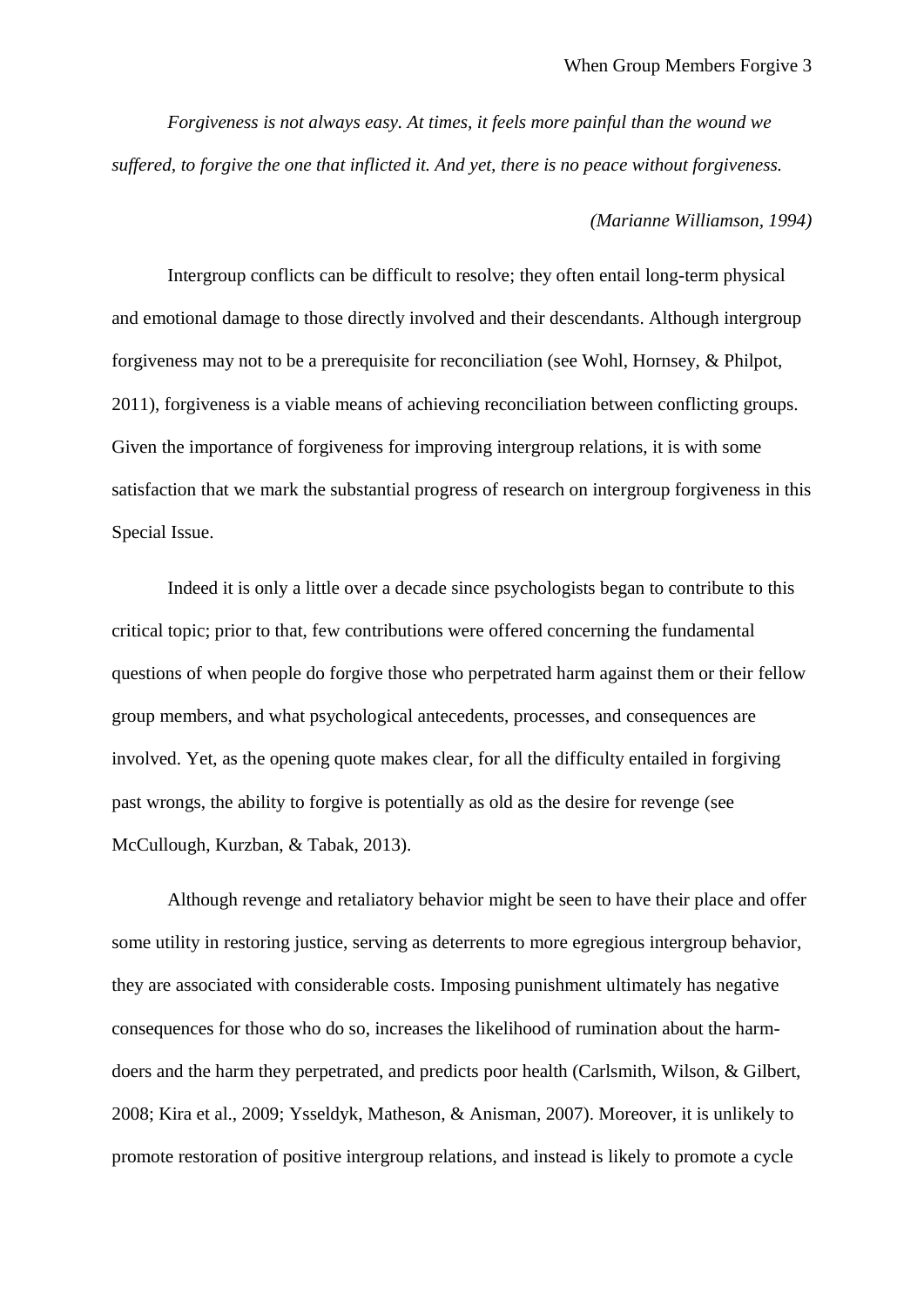*Forgiveness is not always easy. At times, it feels more painful than the wound we suffered, to forgive the one that inflicted it. And yet, there is no peace without forgiveness.*

*(Marianne Williamson, 1994)*

Intergroup conflicts can be difficult to resolve; they often entail long-term physical and emotional damage to those directly involved and their descendants. Although intergroup forgiveness may not to be a prerequisite for reconciliation (see Wohl, Hornsey, & Philpot, 2011), forgiveness is a viable means of achieving reconciliation between conflicting groups. Given the importance of forgiveness for improving intergroup relations, it is with some satisfaction that we mark the substantial progress of research on intergroup forgiveness in this Special Issue.

Indeed it is only a little over a decade since psychologists began to contribute to this critical topic; prior to that, few contributions were offered concerning the fundamental questions of when people do forgive those who perpetrated harm against them or their fellow group members, and what psychological antecedents, processes, and consequences are involved. Yet, as the opening quote makes clear, for all the difficulty entailed in forgiving past wrongs, the ability to forgive is potentially as old as the desire for revenge (see McCullough, Kurzban, & Tabak, 2013).

Although revenge and retaliatory behavior might be seen to have their place and offer some utility in restoring justice, serving as deterrents to more egregious intergroup behavior, they are associated with considerable costs. Imposing punishment ultimately has negative consequences for those who do so, increases the likelihood of rumination about the harm-doers and the harm they perpetrated, and predicts poor health (Carlsmith, Wilson, & Gilbert, 2008; Kira et al., 2009; Ysseldyk, Matheson, & Anisman, 2007). Moreover, it is unlikely to promote restoration of positive intergroup relations, and instead is likely to promote a cycle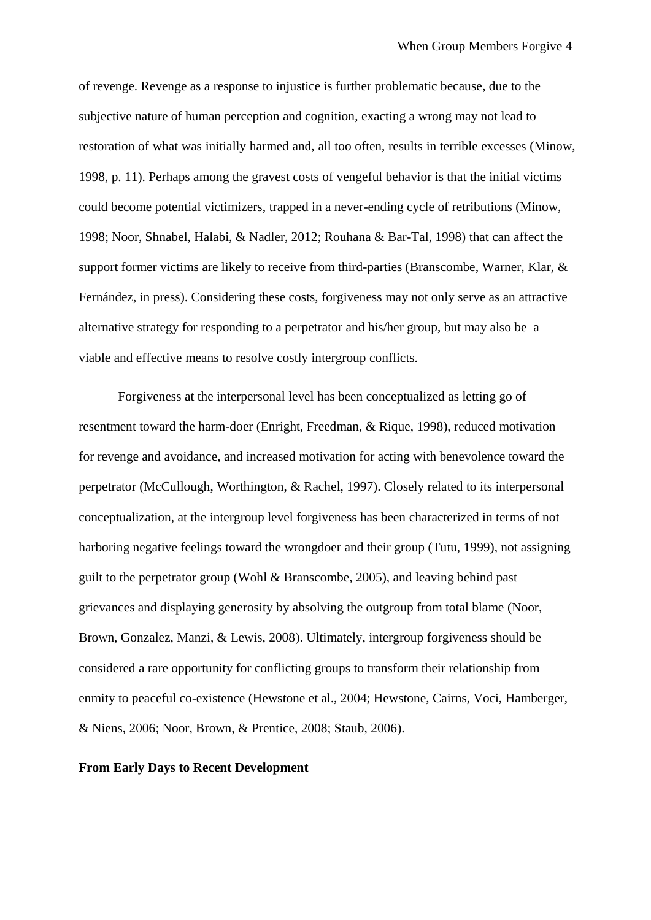of revenge. Revenge as a response to injustice is further problematic because, due to the subjective nature of human perception and cognition, exacting a wrong may not lead to restoration of what was initially harmed and, all too often, results in terrible excesses (Minow, 1998, p. 11). Perhaps among the gravest costs of vengeful behavior is that the initial victims could become potential victimizers, trapped in a never-ending cycle of retributions (Minow, 1998; Noor, Shnabel, Halabi, & Nadler, 2012; Rouhana & Bar-Tal, 1998) that can affect the support former victims are likely to receive from third-parties (Branscombe, Warner, Klar, & Fernández, in press). Considering these costs, forgiveness may not only serve as an attractive alternative strategy for responding to a perpetrator and his/her group, but may also be a viable and effective means to resolve costly intergroup conflicts.

Forgiveness at the interpersonal level has been conceptualized as letting go of resentment toward the harm-doer (Enright, Freedman, & Rique, 1998), reduced motivation for revenge and avoidance, and increased motivation for acting with benevolence toward the perpetrator (McCullough, Worthington, & Rachel, 1997). Closely related to its interpersonal conceptualization, at the intergroup level forgiveness has been characterized in terms of not harboring negative feelings toward the wrongdoer and their group (Tutu, 1999), not assigning guilt to the perpetrator group (Wohl & Branscombe, 2005), and leaving behind past grievances and displaying generosity by absolving the outgroup from total blame (Noor, Brown, Gonzalez, Manzi, & Lewis, 2008). Ultimately, intergroup forgiveness should be considered a rare opportunity for conflicting groups to transform their relationship from enmity to peaceful co-existence (Hewstone et al., 2004; Hewstone, Cairns, Voci, Hamberger, & Niens, 2006; Noor, Brown, & Prentice, 2008; Staub, 2006).

**From Early Days to Recent Development**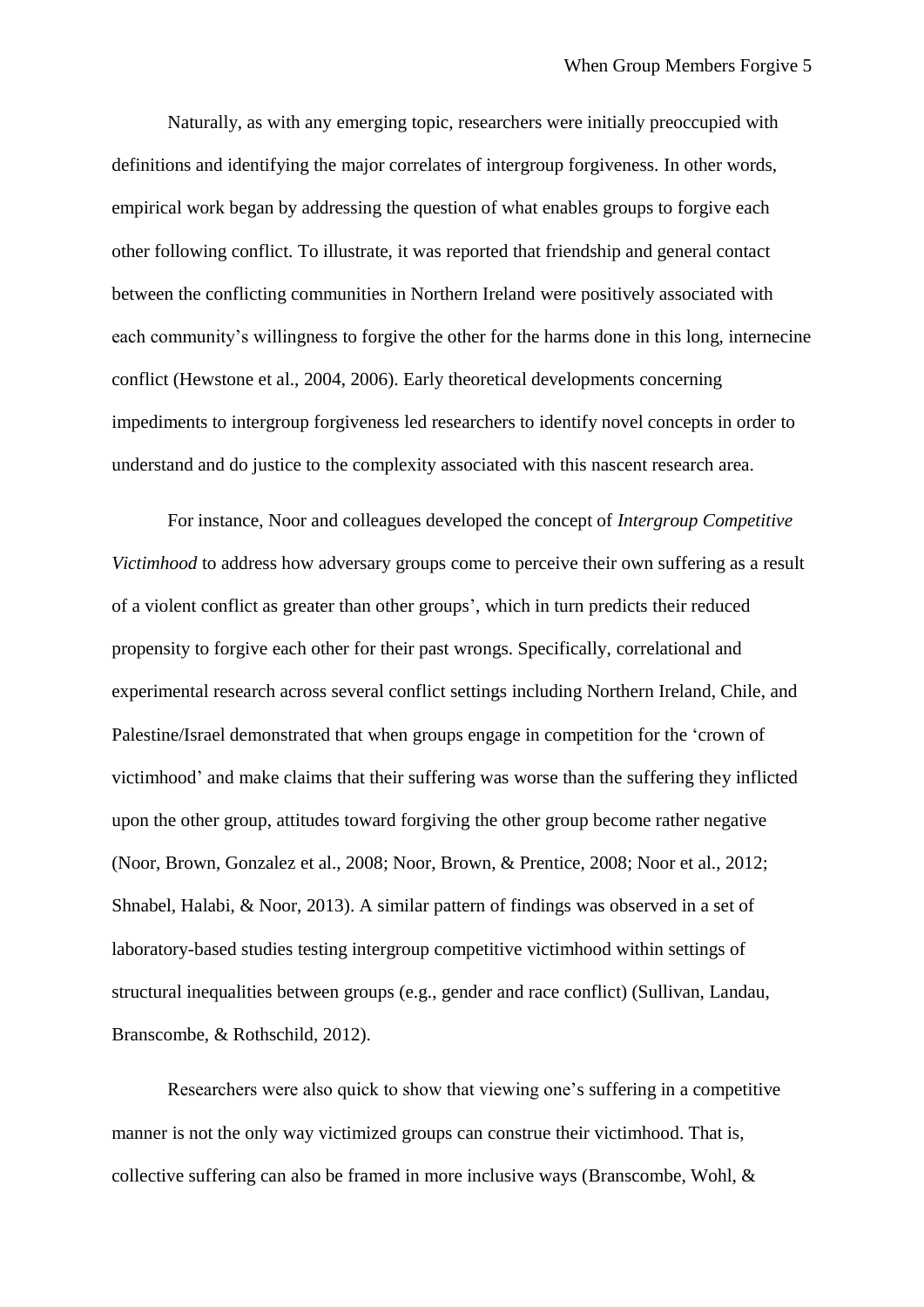Naturally, as with any emerging topic, researchers were initially preoccupied with definitions and identifying the major correlates of intergroup forgiveness. In other words, empirical work began by addressing the question of what enables groups to forgive each other following conflict. To illustrate, it was reported that friendship and general contact between the conflicting communities in Northern Ireland were positively associated with each community's willingness to forgive the other for the harms done in this long, internecine conflict (Hewstone et al., 2004, 2006). Early theoretical developments concerning impediments to intergroup forgiveness led researchers to identify novel concepts in order to understand and do justice to the complexity associated with this nascent research area.

For instance, Noor and colleagues developed the concept of *Intergroup Competitive Victimhood* to address how adversary groups come to perceive their own suffering as a result of a violent conflict as greater than other groups', which in turn predicts their reduced propensity to forgive each other for their past wrongs. Specifically, correlational and experimental research across several conflict settings including Northern Ireland, Chile, and Palestine/Israel demonstrated that when groups engage in competition for the 'crown of victimhood' and make claims that their suffering was worse than the suffering they inflicted upon the other group, attitudes toward forgiving the other group become rather negative (Noor, Brown, Gonzalez et al., 2008; Noor, Brown, & Prentice, 2008; Noor et al., 2012; Shnabel, Halabi, & Noor, 2013). A similar pattern of findings was observed in a set of laboratory-based studies testing intergroup competitive victimhood within settings of structural inequalities between groups (e.g., gender and race conflict) (Sullivan, Landau, Branscombe, & Rothschild, 2012).

Researchers were also quick to show that viewing one's suffering in a competitive manner is not the only way victimized groups can construe their victimhood. That is, collective suffering can also be framed in more inclusive ways (Branscombe, Wohl, &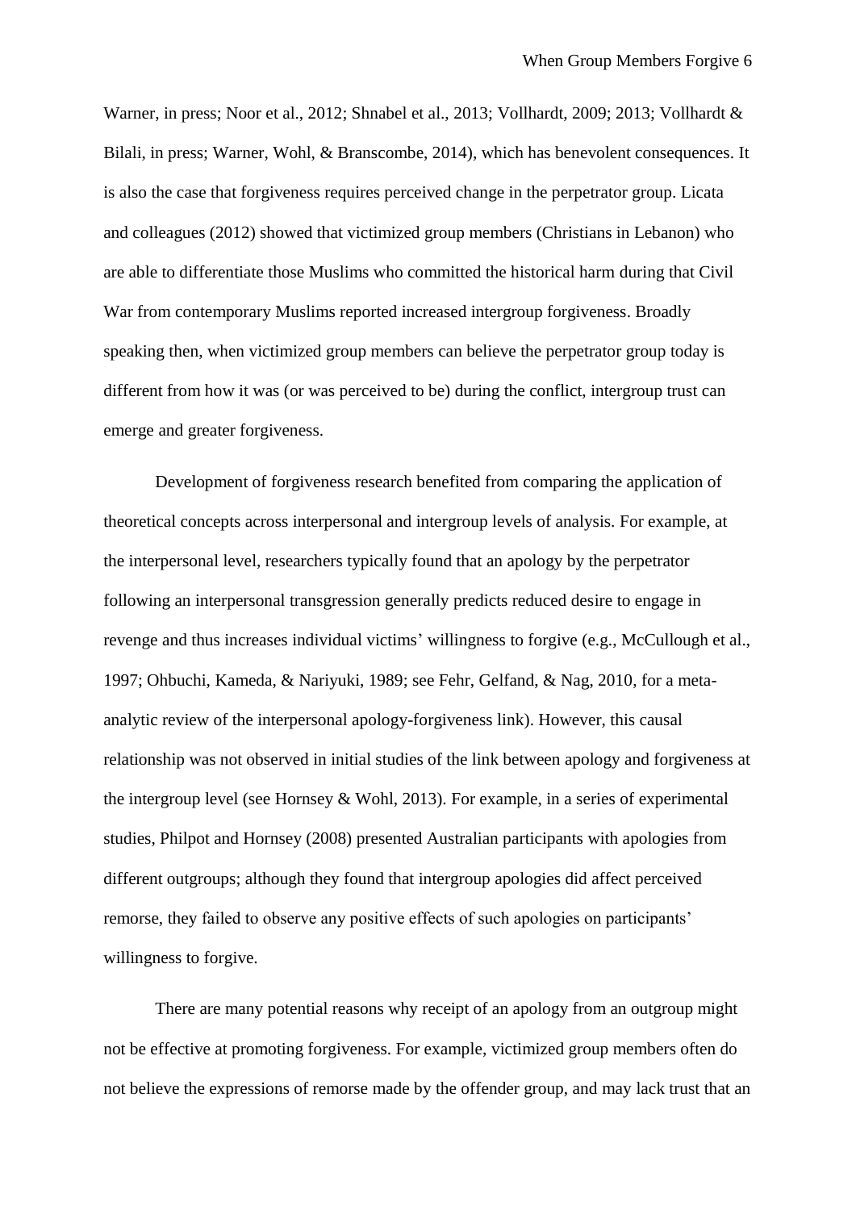Warner, in press; Noor et al., 2012; Shnabel et al., 2013; Vollhardt, 2009; 2013; Vollhardt & Bilali, in press; Warner, Wohl, & Branscombe, 2014), which has benevolent consequences. It is also the case that forgiveness requires perceived change in the perpetrator group. Licata and colleagues (2012) showed that victimized group members (Christians in Lebanon) who are able to differentiate those Muslims who committed the historical harm during that Civil War from contemporary Muslims reported increased intergroup forgiveness. Broadly speaking then, when victimized group members can believe the perpetrator group today is different from how it was (or was perceived to be) during the conflict, intergroup trust can emerge and greater forgiveness.

Development of forgiveness research benefited from comparing the application of theoretical concepts across interpersonal and intergroup levels of analysis. For example, at the interpersonal level, researchers typically found that an apology by the perpetrator following an interpersonal transgression generally predicts reduced desire to engage in revenge and thus increases individual victims' willingness to forgive (e.g., McCullough et al., 1997; Ohbuchi, Kameda, & Nariyuki, 1989; see Fehr, Gelfand, & Nag, 2010, for a meta-analytic review of the interpersonal apology-forgiveness link). However, this causal relationship was not observed in initial studies of the link between apology and forgiveness at the intergroup level (see Hornsey & Wohl, 2013). For example, in a series of experimental studies, Philpot and Hornsey (2008) presented Australian participants with apologies from different outgroups; although they found that intergroup apologies did affect perceived remorse, they failed to observe any positive effects of such apologies on participants' willingness to forgive.

There are many potential reasons why receipt of an apology from an outgroup might not be effective at promoting forgiveness. For example, victimized group members often do not believe the expressions of remorse made by the offender group, and may lack trust that an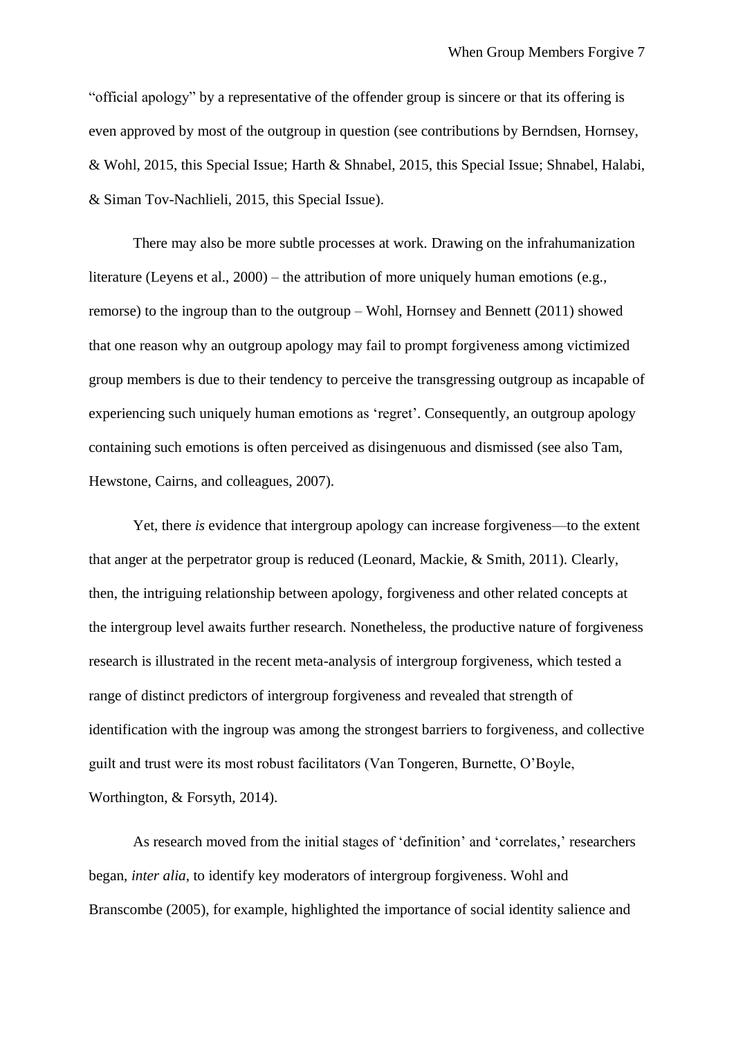"official apology" by a representative of the offender group is sincere or that its offering is even approved by most of the outgroup in question (see contributions by Berndsen, Hornsey, & Wohl, 2015, this Special Issue; Harth & Shnabel, 2015, this Special Issue; Shnabel, Halabi, & Siman Tov-Nachlieli, 2015, this Special Issue).

There may also be more subtle processes at work. Drawing on the infrahumanization literature (Leyens et al., 2000) – the attribution of more uniquely human emotions (e.g., remorse) to the ingroup than to the outgroup – Wohl, Hornsey and Bennett (2011) showed that one reason why an outgroup apology may fail to prompt forgiveness among victimized group members is due to their tendency to perceive the transgressing outgroup as incapable of experiencing such uniquely human emotions as 'regret'. Consequently, an outgroup apology containing such emotions is often perceived as disingenuous and dismissed (see also Tam, Hewstone, Cairns, and colleagues, 2007).

Yet, there *is* evidence that intergroup apology can increase forgiveness—to the extent that anger at the perpetrator group is reduced (Leonard, Mackie, & Smith, 2011). Clearly, then, the intriguing relationship between apology, forgiveness and other related concepts at the intergroup level awaits further research. Nonetheless, the productive nature of forgiveness research is illustrated in the recent meta-analysis of intergroup forgiveness, which tested a range of distinct predictors of intergroup forgiveness and revealed that strength of identification with the ingroup was among the strongest barriers to forgiveness, and collective guilt and trust were its most robust facilitators (Van Tongeren, Burnette, O'Boyle, Worthington, & Forsyth, 2014).

As research moved from the initial stages of 'definition' and 'correlates,' researchers began, *inter alia*, to identify key moderators of intergroup forgiveness. Wohl and Branscombe (2005), for example, highlighted the importance of social identity salience and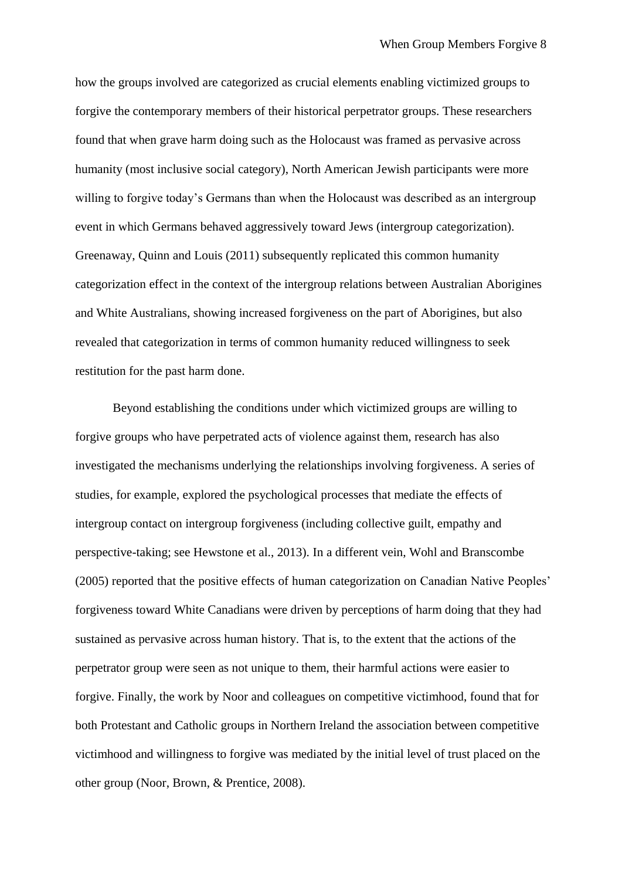how the groups involved are categorized as crucial elements enabling victimized groups to forgive the contemporary members of their historical perpetrator groups. These researchers found that when grave harm doing such as the Holocaust was framed as pervasive across humanity (most inclusive social category), North American Jewish participants were more willing to forgive today's Germans than when the Holocaust was described as an intergroup event in which Germans behaved aggressively toward Jews (intergroup categorization). Greenaway, Quinn and Louis (2011) subsequently replicated this common humanity categorization effect in the context of the intergroup relations between Australian Aborigines and White Australians, showing increased forgiveness on the part of Aborigines, but also revealed that categorization in terms of common humanity reduced willingness to seek restitution for the past harm done.

Beyond establishing the conditions under which victimized groups are willing to forgive groups who have perpetrated acts of violence against them, research has also investigated the mechanisms underlying the relationships involving forgiveness. A series of studies, for example, explored the psychological processes that mediate the effects of intergroup contact on intergroup forgiveness (including collective guilt, empathy and perspective-taking; see Hewstone et al., 2013). In a different vein, Wohl and Branscombe (2005) reported that the positive effects of human categorization on Canadian Native Peoples' forgiveness toward White Canadians were driven by perceptions of harm doing that they had sustained as pervasive across human history. That is, to the extent that the actions of the perpetrator group were seen as not unique to them, their harmful actions were easier to forgive. Finally, the work by Noor and colleagues on competitive victimhood, found that for both Protestant and Catholic groups in Northern Ireland the association between competitive victimhood and willingness to forgive was mediated by the initial level of trust placed on the other group (Noor, Brown, & Prentice, 2008).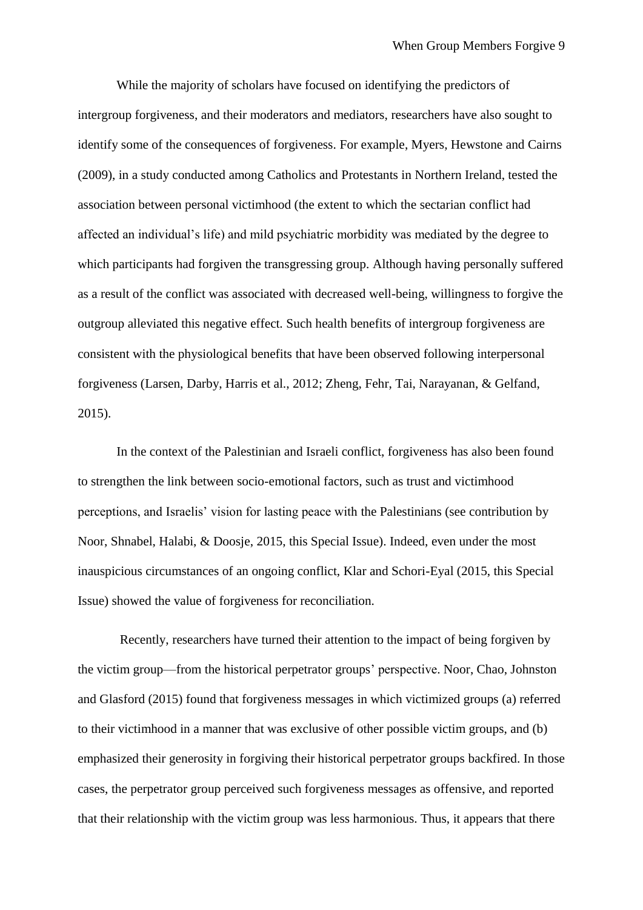While the majority of scholars have focused on identifying the predictors of intergroup forgiveness, and their moderators and mediators, researchers have also sought to identify some of the consequences of forgiveness. For example, Myers, Hewstone and Cairns (2009), in a study conducted among Catholics and Protestants in Northern Ireland, tested the association between personal victimhood (the extent to which the sectarian conflict had affected an individual's life) and mild psychiatric morbidity was mediated by the degree to which participants had forgiven the transgressing group. Although having personally suffered as a result of the conflict was associated with decreased well-being, willingness to forgive the outgroup alleviated this negative effect. Such health benefits of intergroup forgiveness are consistent with the physiological benefits that have been observed following interpersonal forgiveness (Larsen, Darby, Harris et al., 2012; Zheng, Fehr, Tai, Narayanan, & Gelfand, 2015).

In the context of the Palestinian and Israeli conflict, forgiveness has also been found to strengthen the link between socio-emotional factors, such as trust and victimhood perceptions, and Israelis' vision for lasting peace with the Palestinians (see contribution by Noor, Shnabel, Halabi, & Doosje, 2015, this Special Issue). Indeed, even under the most inauspicious circumstances of an ongoing conflict, Klar and Schori-Eyal (2015, this Special Issue) showed the value of forgiveness for reconciliation.

Recently, researchers have turned their attention to the impact of being forgiven by the victim group—from the historical perpetrator groups' perspective. Noor, Chao, Johnston and Glasford (2015) found that forgiveness messages in which victimized groups (a) referred to their victimhood in a manner that was exclusive of other possible victim groups, and (b) emphasized their generosity in forgiving their historical perpetrator groups backfired. In those cases, the perpetrator group perceived such forgiveness messages as offensive, and reported that their relationship with the victim group was less harmonious. Thus, it appears that there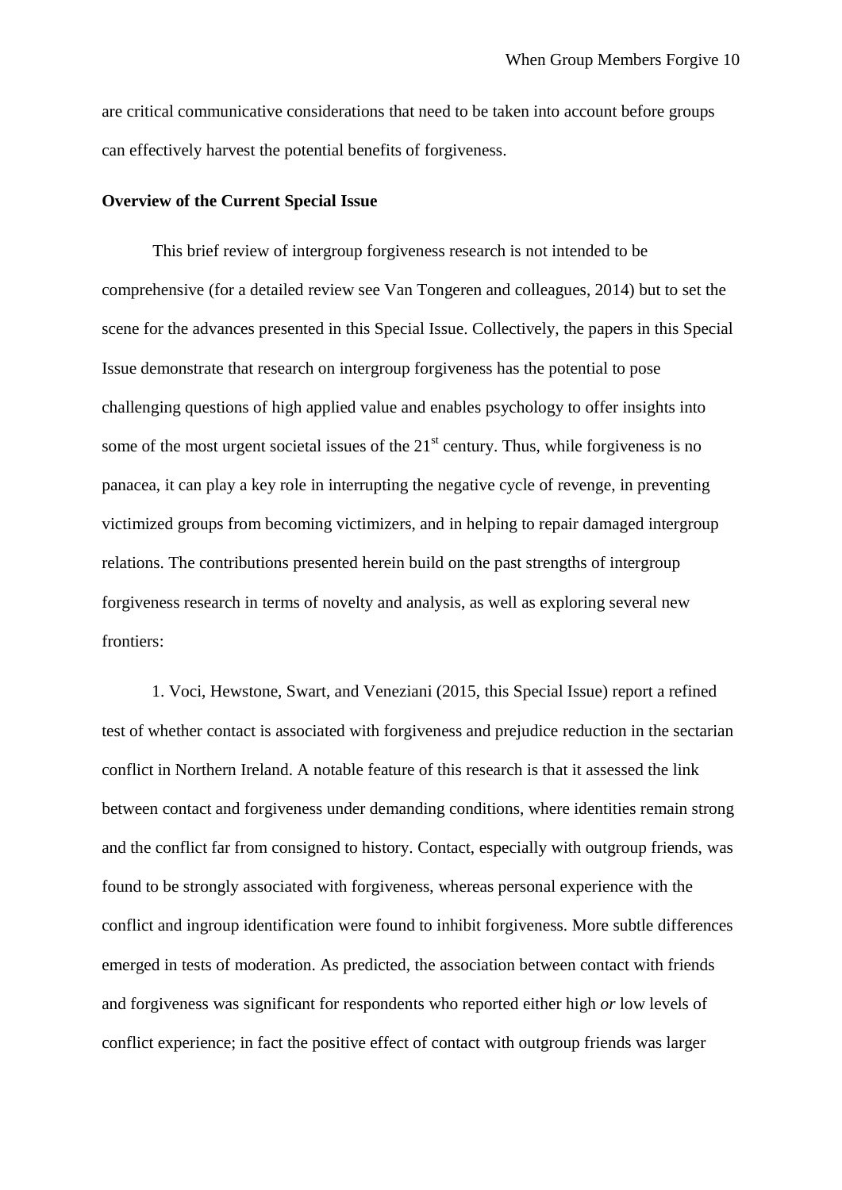are critical communicative considerations that need to be taken into account before groups can effectively harvest the potential benefits of forgiveness.

**Overview of the Current Special Issue**

This brief review of intergroup forgiveness research is not intended to be comprehensive (for a detailed review see Van Tongeren and colleagues, 2014) but to set the scene for the advances presented in this Special Issue. Collectively, the papers in this Special Issue demonstrate that research on intergroup forgiveness has the potential to pose challenging questions of high applied value and enables psychology to offer insights into some of the most urgent societal issues of the 21st century. Thus, while forgiveness is no panacea, it can play a key role in interrupting the negative cycle of revenge, in preventing victimized groups from becoming victimizers, and in helping to repair damaged intergroup relations. The contributions presented herein build on the past strengths of intergroup forgiveness research in terms of novelty and analysis, as well as exploring several new frontiers:

1. Voci, Hewstone, Swart, and Veneziani (2015, this Special Issue) report a refined test of whether contact is associated with forgiveness and prejudice reduction in the sectarian conflict in Northern Ireland. A notable feature of this research is that it assessed the link between contact and forgiveness under demanding conditions, where identities remain strong and the conflict far from consigned to history. Contact, especially with outgroup friends, was found to be strongly associated with forgiveness, whereas personal experience with the conflict and ingroup identification were found to inhibit forgiveness. More subtle differences emerged in tests of moderation. As predicted, the association between contact with friends and forgiveness was significant for respondents who reported either high *or* low levels of conflict experience; in fact the positive effect of contact with outgroup friends was larger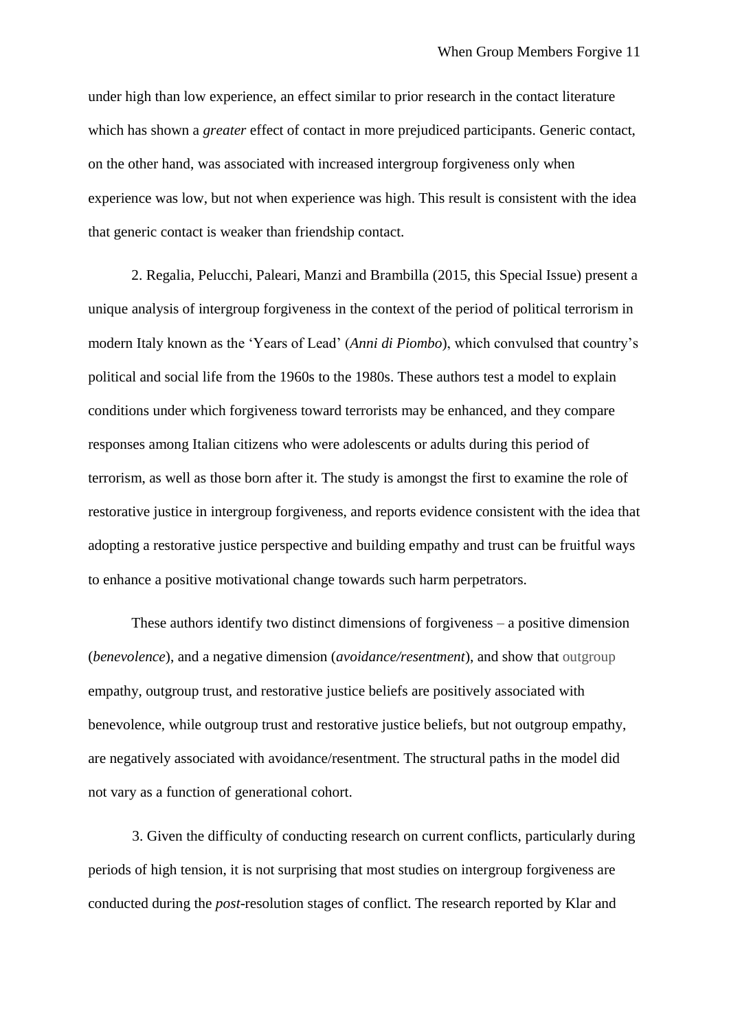under high than low experience, an effect similar to prior research in the contact literature which has shown a *greater* effect of contact in more prejudiced participants. Generic contact, on the other hand, was associated with increased intergroup forgiveness only when experience was low, but not when experience was high. This result is consistent with the idea that generic contact is weaker than friendship contact.

2. Regalia, Pelucchi, Paleari, Manzi and Brambilla (2015, this Special Issue) present a unique analysis of intergroup forgiveness in the context of the period of political terrorism in modern Italy known as the 'Years of Lead' (*Anni di Piombo*), which convulsed that country's political and social life from the 1960s to the 1980s. These authors test a model to explain conditions under which forgiveness toward terrorists may be enhanced, and they compare responses among Italian citizens who were adolescents or adults during this period of terrorism, as well as those born after it. The study is amongst the first to examine the role of restorative justice in intergroup forgiveness, and reports evidence consistent with the idea that adopting a restorative justice perspective and building empathy and trust can be fruitful ways to enhance a positive motivational change towards such harm perpetrators.

These authors identify two distinct dimensions of forgiveness – a positive dimension (*benevolence*), and a negative dimension (*avoidance/resentment*), and show that outgroup empathy, outgroup trust, and restorative justice beliefs are positively associated with benevolence, while outgroup trust and restorative justice beliefs, but not outgroup empathy, are negatively associated with avoidance/resentment. The structural paths in the model did not vary as a function of generational cohort.

3. Given the difficulty of conducting research on current conflicts, particularly during periods of high tension, it is not surprising that most studies on intergroup forgiveness are conducted during the *post*-resolution stages of conflict. The research reported by Klar and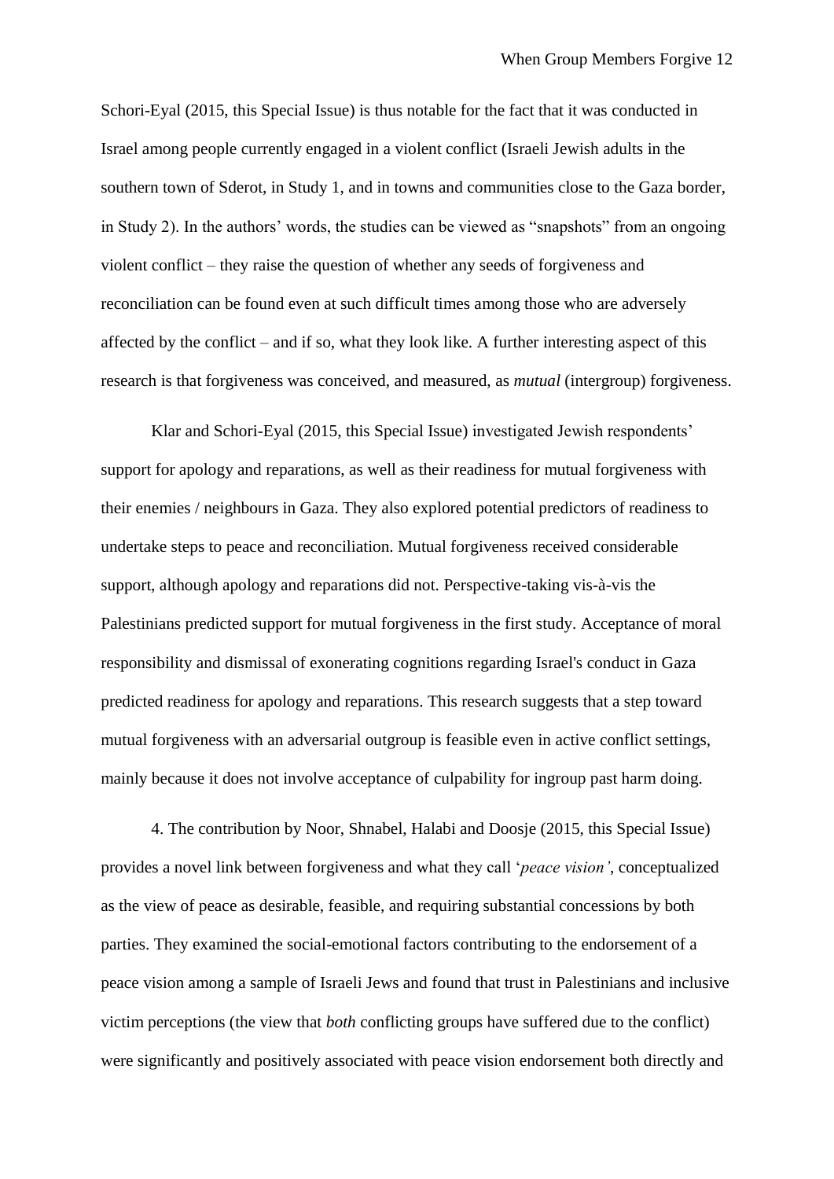Schori-Eyal (2015, this Special Issue) is thus notable for the fact that it was conducted in Israel among people currently engaged in a violent conflict (Israeli Jewish adults in the southern town of Sderot, in Study 1, and in towns and communities close to the Gaza border, in Study 2). In the authors' words, the studies can be viewed as "snapshots" from an ongoing violent conflict – they raise the question of whether any seeds of forgiveness and reconciliation can be found even at such difficult times among those who are adversely affected by the conflict – and if so, what they look like. A further interesting aspect of this research is that forgiveness was conceived, and measured, as *mutual* (intergroup) forgiveness.

Klar and Schori-Eyal (2015, this Special Issue) investigated Jewish respondents' support for apology and reparations, as well as their readiness for mutual forgiveness with their enemies / neighbours in Gaza. They also explored potential predictors of readiness to undertake steps to peace and reconciliation. Mutual forgiveness received considerable support, although apology and reparations did not. Perspective-taking vis-à-vis the Palestinians predicted support for mutual forgiveness in the first study. Acceptance of moral responsibility and dismissal of exonerating cognitions regarding Israel's conduct in Gaza predicted readiness for apology and reparations. This research suggests that a step toward mutual forgiveness with an adversarial outgroup is feasible even in active conflict settings, mainly because it does not involve acceptance of culpability for ingroup past harm doing.

4. The contribution by Noor, Shnabel, Halabi and Doosje (2015, this Special Issue) provides a novel link between forgiveness and what they call '*peace vision'*, conceptualized as the view of peace as desirable, feasible, and requiring substantial concessions by both parties. They examined the social-emotional factors contributing to the endorsement of a peace vision among a sample of Israeli Jews and found that trust in Palestinians and inclusive victim perceptions (the view that *both* conflicting groups have suffered due to the conflict) were significantly and positively associated with peace vision endorsement both directly and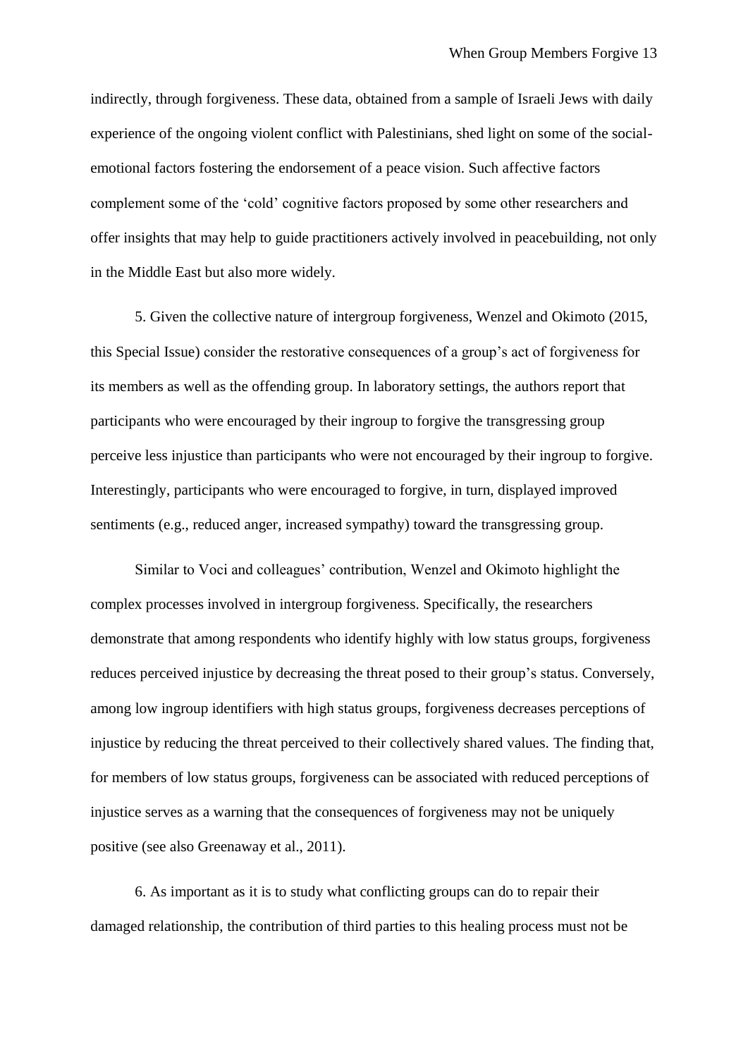indirectly, through forgiveness. These data, obtained from a sample of Israeli Jews with daily experience of the ongoing violent conflict with Palestinians, shed light on some of the social-emotional factors fostering the endorsement of a peace vision. Such affective factors complement some of the 'cold' cognitive factors proposed by some other researchers and offer insights that may help to guide practitioners actively involved in peacebuilding, not only in the Middle East but also more widely.

5. Given the collective nature of intergroup forgiveness, Wenzel and Okimoto (2015, this Special Issue) consider the restorative consequences of a group's act of forgiveness for its members as well as the offending group. In laboratory settings, the authors report that participants who were encouraged by their ingroup to forgive the transgressing group perceive less injustice than participants who were not encouraged by their ingroup to forgive. Interestingly, participants who were encouraged to forgive, in turn, displayed improved sentiments (e.g., reduced anger, increased sympathy) toward the transgressing group.

Similar to Voci and colleagues' contribution, Wenzel and Okimoto highlight the complex processes involved in intergroup forgiveness. Specifically, the researchers demonstrate that among respondents who identify highly with low status groups, forgiveness reduces perceived injustice by decreasing the threat posed to their group's status. Conversely, among low ingroup identifiers with high status groups, forgiveness decreases perceptions of injustice by reducing the threat perceived to their collectively shared values. The finding that, for members of low status groups, forgiveness can be associated with reduced perceptions of injustice serves as a warning that the consequences of forgiveness may not be uniquely positive (see also Greenaway et al., 2011).

6. As important as it is to study what conflicting groups can do to repair their damaged relationship, the contribution of third parties to this healing process must not be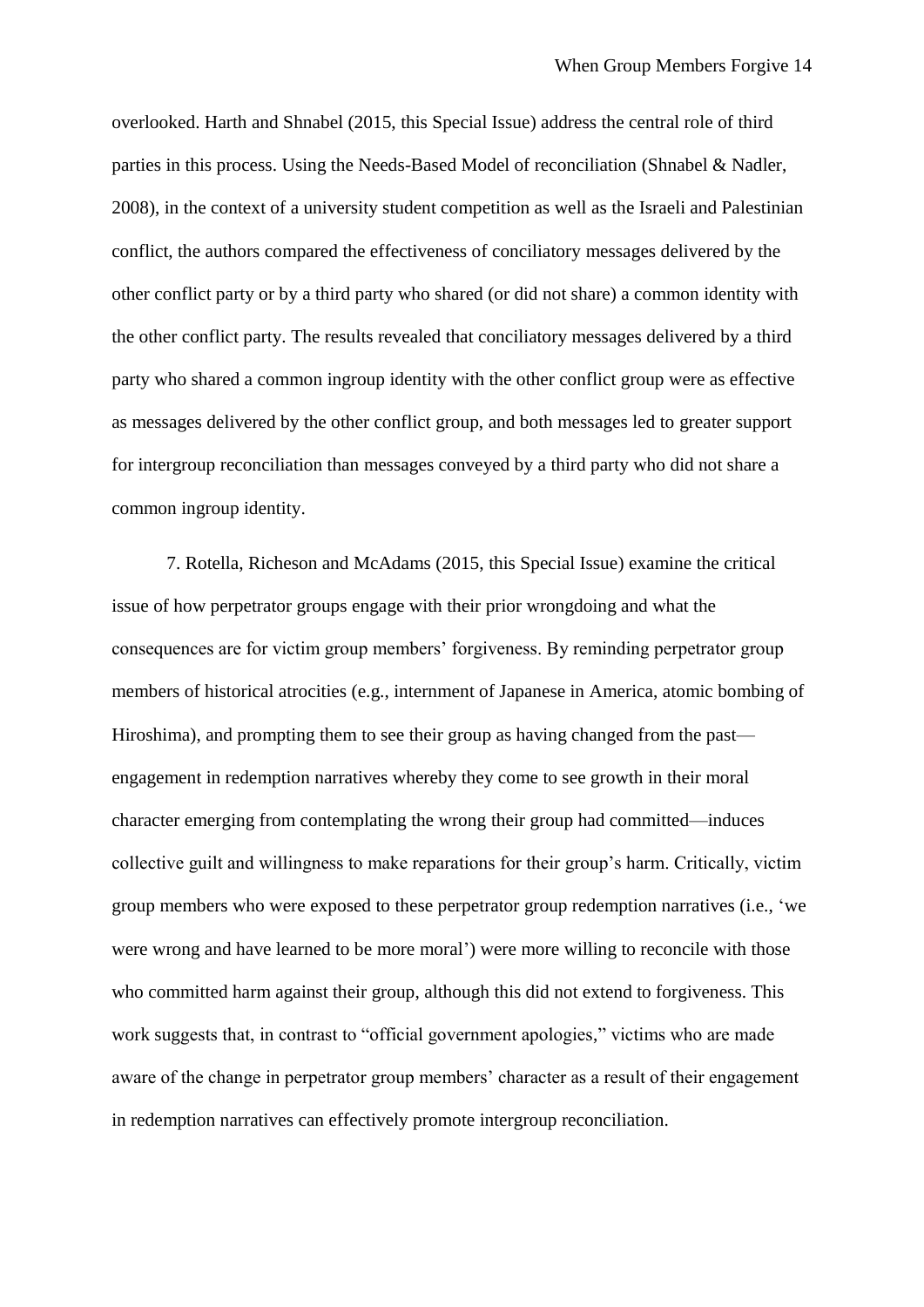overlooked. Harth and Shnabel (2015, this Special Issue) address the central role of third parties in this process. Using the Needs-Based Model of reconciliation (Shnabel & Nadler, 2008), in the context of a university student competition as well as the Israeli and Palestinian conflict, the authors compared the effectiveness of conciliatory messages delivered by the other conflict party or by a third party who shared (or did not share) a common identity with the other conflict party. The results revealed that conciliatory messages delivered by a third party who shared a common ingroup identity with the other conflict group were as effective as messages delivered by the other conflict group, and both messages led to greater support for intergroup reconciliation than messages conveyed by a third party who did not share a common ingroup identity.

7. Rotella, Richeson and McAdams (2015, this Special Issue) examine the critical issue of how perpetrator groups engage with their prior wrongdoing and what the consequences are for victim group members' forgiveness. By reminding perpetrator group members of historical atrocities (e.g., internment of Japanese in America, atomic bombing of Hiroshima), and prompting them to see their group as having changed from the past—engagement in redemption narratives whereby they come to see growth in their moral character emerging from contemplating the wrong their group had committed—induces collective guilt and willingness to make reparations for their group's harm. Critically, victim group members who were exposed to these perpetrator group redemption narratives (i.e., 'we were wrong and have learned to be more moral') were more willing to reconcile with those who committed harm against their group, although this did not extend to forgiveness. This work suggests that, in contrast to "official government apologies," victims who are made aware of the change in perpetrator group members' character as a result of their engagement in redemption narratives can effectively promote intergroup reconciliation.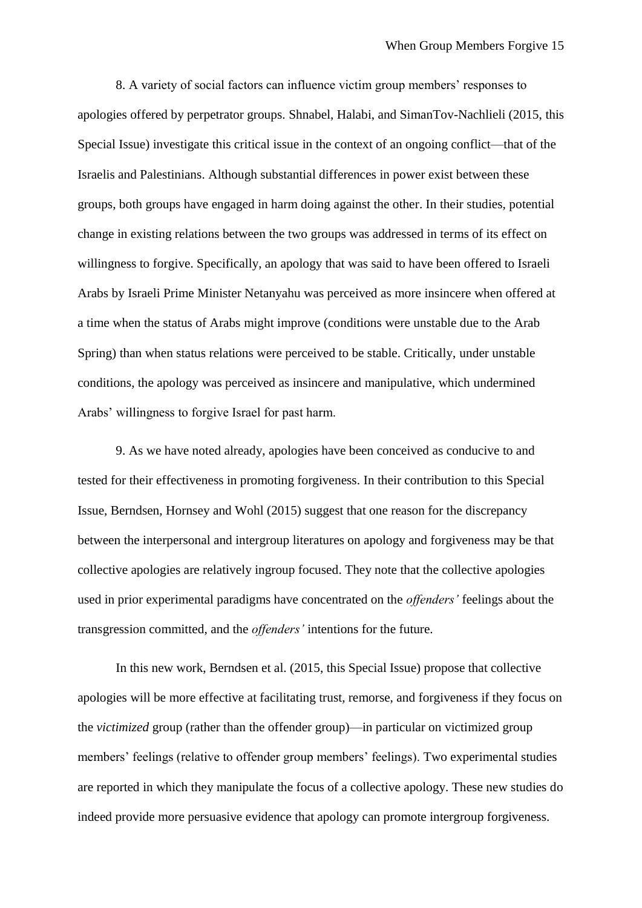8. A variety of social factors can influence victim group members' responses to apologies offered by perpetrator groups. Shnabel, Halabi, and SimanTov-Nachlieli (2015, this Special Issue) investigate this critical issue in the context of an ongoing conflict—that of the Israelis and Palestinians. Although substantial differences in power exist between these groups, both groups have engaged in harm doing against the other. In their studies, potential change in existing relations between the two groups was addressed in terms of its effect on willingness to forgive. Specifically, an apology that was said to have been offered to Israeli Arabs by Israeli Prime Minister Netanyahu was perceived as more insincere when offered at a time when the status of Arabs might improve (conditions were unstable due to the Arab Spring) than when status relations were perceived to be stable. Critically, under unstable conditions, the apology was perceived as insincere and manipulative, which undermined Arabs' willingness to forgive Israel for past harm.

9. As we have noted already, apologies have been conceived as conducive to and tested for their effectiveness in promoting forgiveness. In their contribution to this Special Issue, Berndsen, Hornsey and Wohl (2015) suggest that one reason for the discrepancy between the interpersonal and intergroup literatures on apology and forgiveness may be that collective apologies are relatively ingroup focused. They note that the collective apologies used in prior experimental paradigms have concentrated on the *offenders'* feelings about the transgression committed, and the *offenders'* intentions for the future.

In this new work, Berndsen et al. (2015, this Special Issue) propose that collective apologies will be more effective at facilitating trust, remorse, and forgiveness if they focus on the *victimized* group (rather than the offender group)—in particular on victimized group members' feelings (relative to offender group members' feelings). Two experimental studies are reported in which they manipulate the focus of a collective apology. These new studies do indeed provide more persuasive evidence that apology can promote intergroup forgiveness.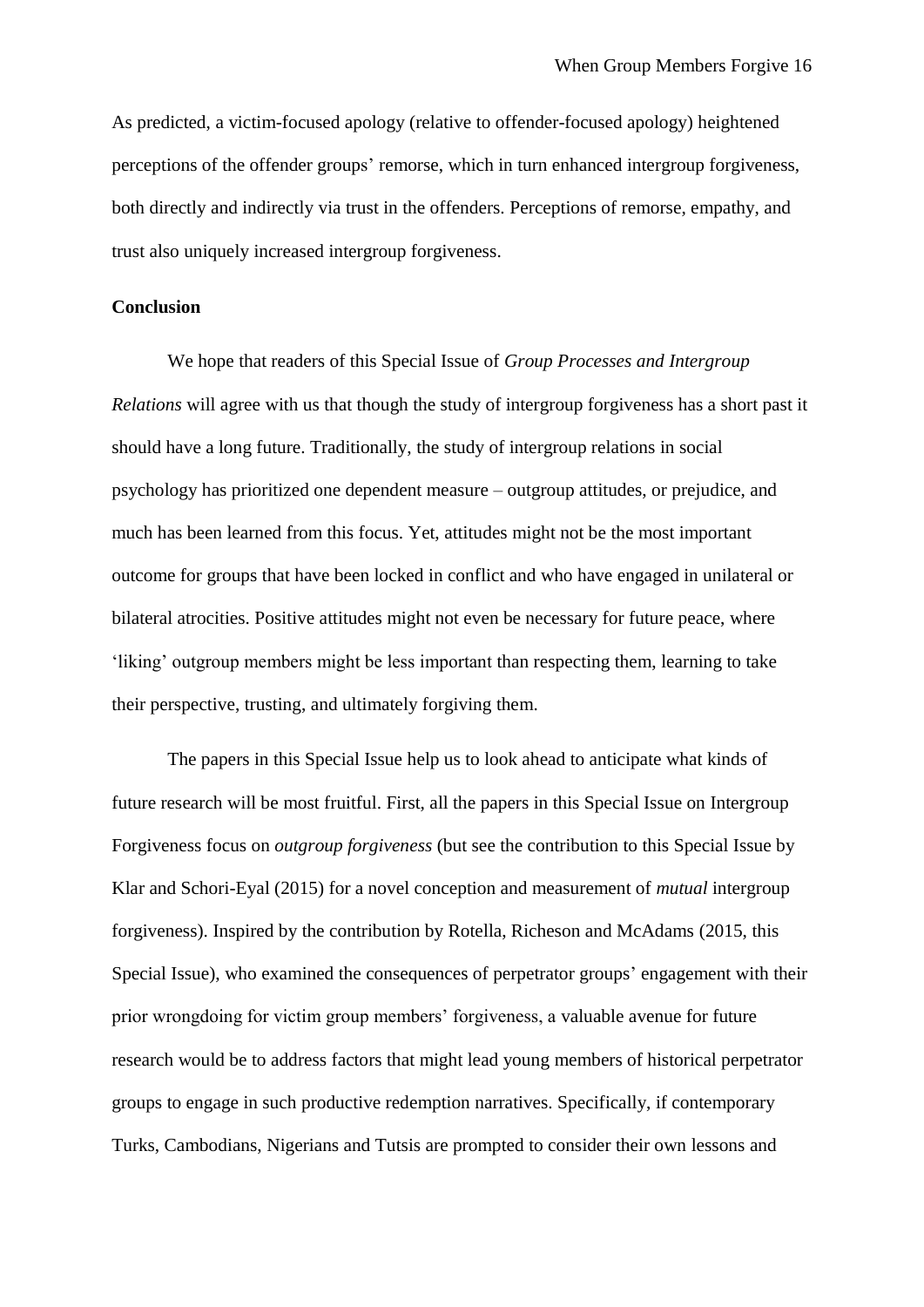As predicted, a victim-focused apology (relative to offender-focused apology) heightened perceptions of the offender groups' remorse, which in turn enhanced intergroup forgiveness, both directly and indirectly via trust in the offenders. Perceptions of remorse, empathy, and trust also uniquely increased intergroup forgiveness.

**Conclusion**

We hope that readers of this Special Issue of *Group Processes and Intergroup Relations* will agree with us that though the study of intergroup forgiveness has a short past it should have a long future. Traditionally, the study of intergroup relations in social psychology has prioritized one dependent measure – outgroup attitudes, or prejudice, and much has been learned from this focus. Yet, attitudes might not be the most important outcome for groups that have been locked in conflict and who have engaged in unilateral or bilateral atrocities. Positive attitudes might not even be necessary for future peace, where 'liking' outgroup members might be less important than respecting them, learning to take their perspective, trusting, and ultimately forgiving them.

The papers in this Special Issue help us to look ahead to anticipate what kinds of future research will be most fruitful. First, all the papers in this Special Issue on Intergroup Forgiveness focus on *outgroup forgiveness* (but see the contribution to this Special Issue by Klar and Schori-Eyal (2015) for a novel conception and measurement of *mutual* intergroup forgiveness). Inspired by the contribution by Rotella, Richeson and McAdams (2015, this Special Issue), who examined the consequences of perpetrator groups' engagement with their prior wrongdoing for victim group members' forgiveness, a valuable avenue for future research would be to address factors that might lead young members of historical perpetrator groups to engage in such productive redemption narratives. Specifically, if contemporary Turks, Cambodians, Nigerians and Tutsis are prompted to consider their own lessons and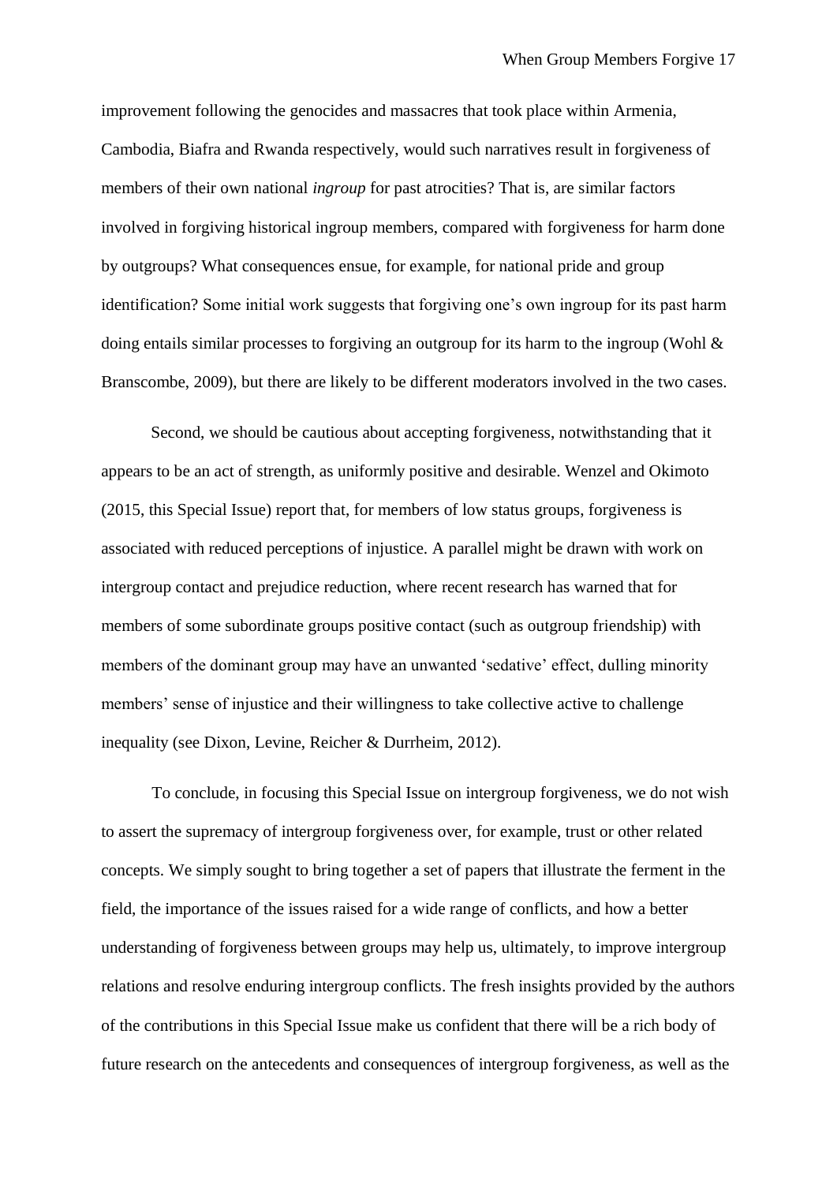improvement following the genocides and massacres that took place within Armenia, Cambodia, Biafra and Rwanda respectively, would such narratives result in forgiveness of members of their own national *ingroup* for past atrocities? That is, are similar factors involved in forgiving historical ingroup members, compared with forgiveness for harm done by outgroups? What consequences ensue, for example, for national pride and group identification? Some initial work suggests that forgiving one's own ingroup for its past harm doing entails similar processes to forgiving an outgroup for its harm to the ingroup (Wohl & Branscombe, 2009), but there are likely to be different moderators involved in the two cases.

Second, we should be cautious about accepting forgiveness, notwithstanding that it appears to be an act of strength, as uniformly positive and desirable. Wenzel and Okimoto (2015, this Special Issue) report that, for members of low status groups, forgiveness is associated with reduced perceptions of injustice. A parallel might be drawn with work on intergroup contact and prejudice reduction, where recent research has warned that for members of some subordinate groups positive contact (such as outgroup friendship) with members of the dominant group may have an unwanted 'sedative' effect, dulling minority members' sense of injustice and their willingness to take collective active to challenge inequality (see Dixon, Levine, Reicher & Durrheim, 2012).

To conclude, in focusing this Special Issue on intergroup forgiveness, we do not wish to assert the supremacy of intergroup forgiveness over, for example, trust or other related concepts. We simply sought to bring together a set of papers that illustrate the ferment in the field, the importance of the issues raised for a wide range of conflicts, and how a better understanding of forgiveness between groups may help us, ultimately, to improve intergroup relations and resolve enduring intergroup conflicts. The fresh insights provided by the authors of the contributions in this Special Issue make us confident that there will be a rich body of future research on the antecedents and consequences of intergroup forgiveness, as well as the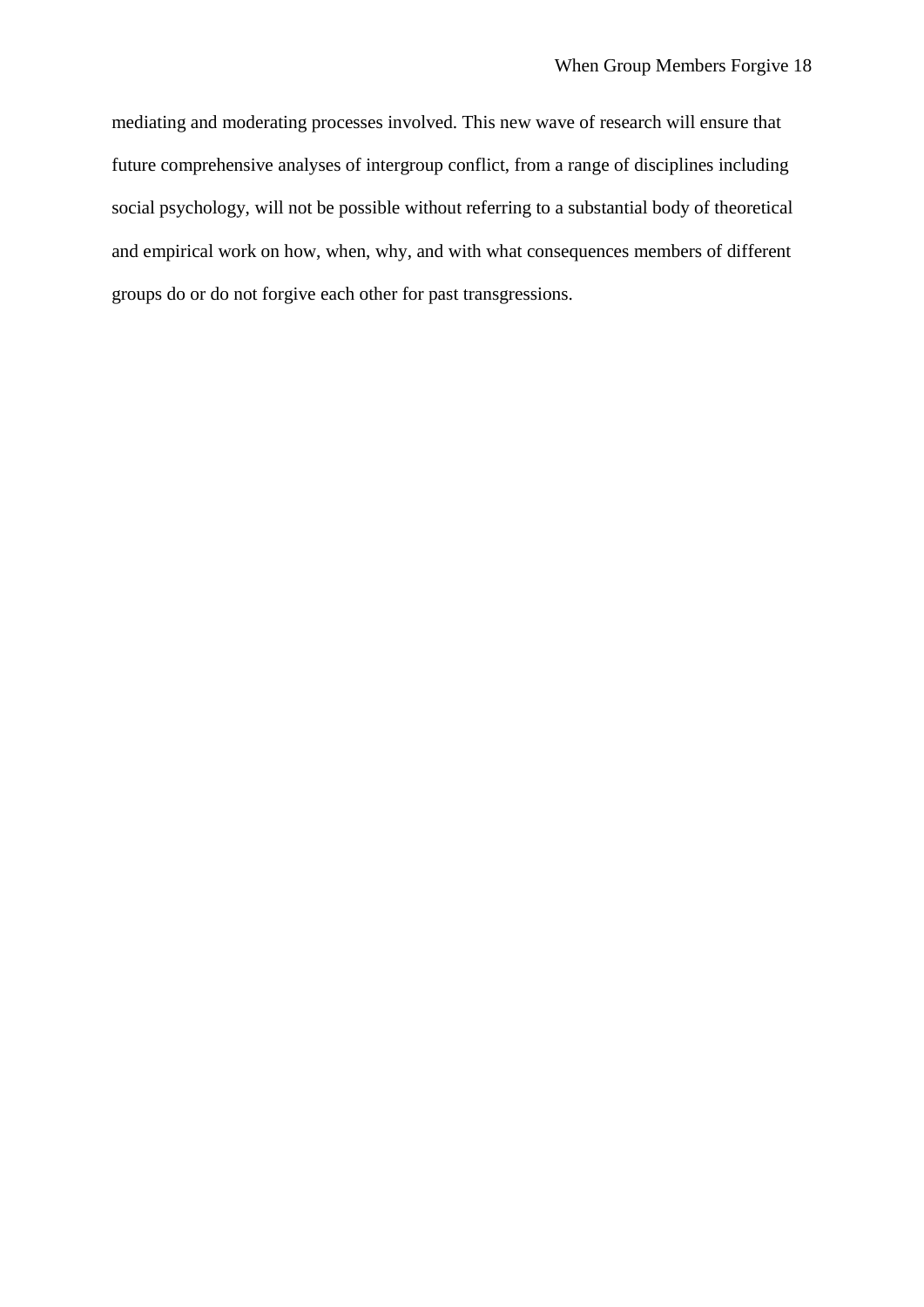mediating and moderating processes involved. This new wave of research will ensure that future comprehensive analyses of intergroup conflict, from a range of disciplines including social psychology, will not be possible without referring to a substantial body of theoretical and empirical work on how, when, why, and with what consequences members of different groups do or do not forgive each other for past transgressions.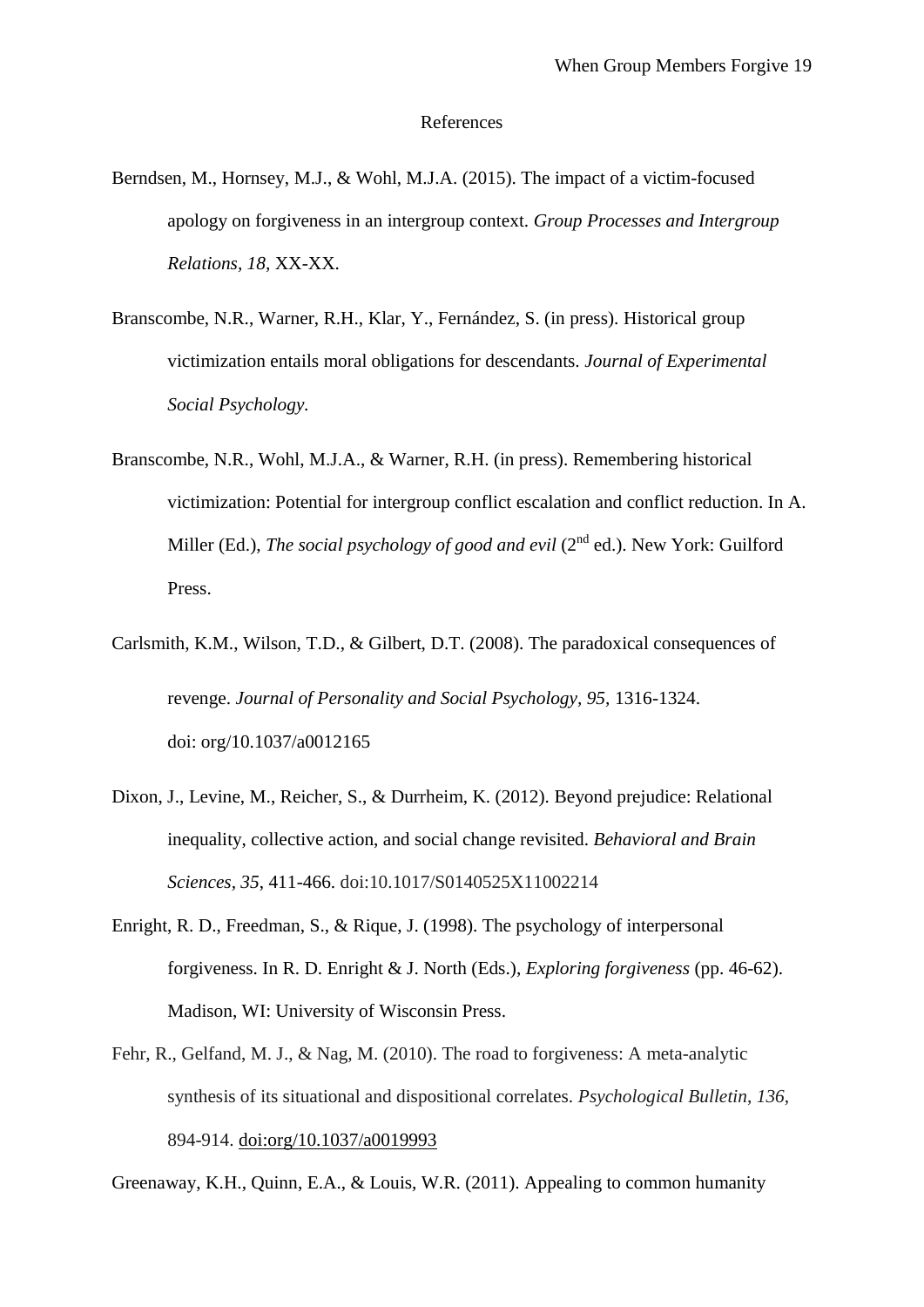References

Berndsen, M., Hornsey, M.J., & Wohl, M.J.A. (2015). The impact of a victim-focused apology on forgiveness in an intergroup context. *Group Processes and Intergroup Relations*, *18*, XX-XX.

Branscombe, N.R., Warner, R.H., Klar, Y., Fernández, S. (in press). Historical group victimization entails moral obligations for descendants. *Journal of Experimental Social Psychology.*

Branscombe, N.R., Wohl, M.J.A., & Warner, R.H. (in press). Remembering historical victimization: Potential for intergroup conflict escalation and conflict reduction. In A. Miller (Ed.), *The social psychology of good and evil* (2nd ed.). New York: Guilford Press.

Carlsmith, K.M., Wilson, T.D., & Gilbert, D.T. (2008). The paradoxical consequences of revenge. *Journal of Personality and Social Psychology*, *95*, 1316-1324. doi: org/10.1037/a0012165

Dixon, J., Levine, M., Reicher, S., & Durrheim, K. (2012). Beyond prejudice: Relational inequality, collective action, and social change revisited. *Behavioral and Brain Sciences*, *35*, 411-466. doi:10.1017/S0140525X11002214

Enright, R. D., Freedman, S., & Rique, J. (1998). The psychology of interpersonal forgiveness. In R. D. Enright & J. North (Eds.), *Exploring forgiveness* (pp. 46-62). Madison, WI: University of Wisconsin Press.

Fehr, R., Gelfand, M. J., & Nag, M. (2010). The road to forgiveness: A meta-analytic synthesis of its situational and dispositional correlates. *Psychological Bulletin*, *136*, 894-914. doi:org/10.1037/a0019993

Greenaway, K.H., Quinn, E.A., & Louis, W.R. (2011). Appealing to common humanity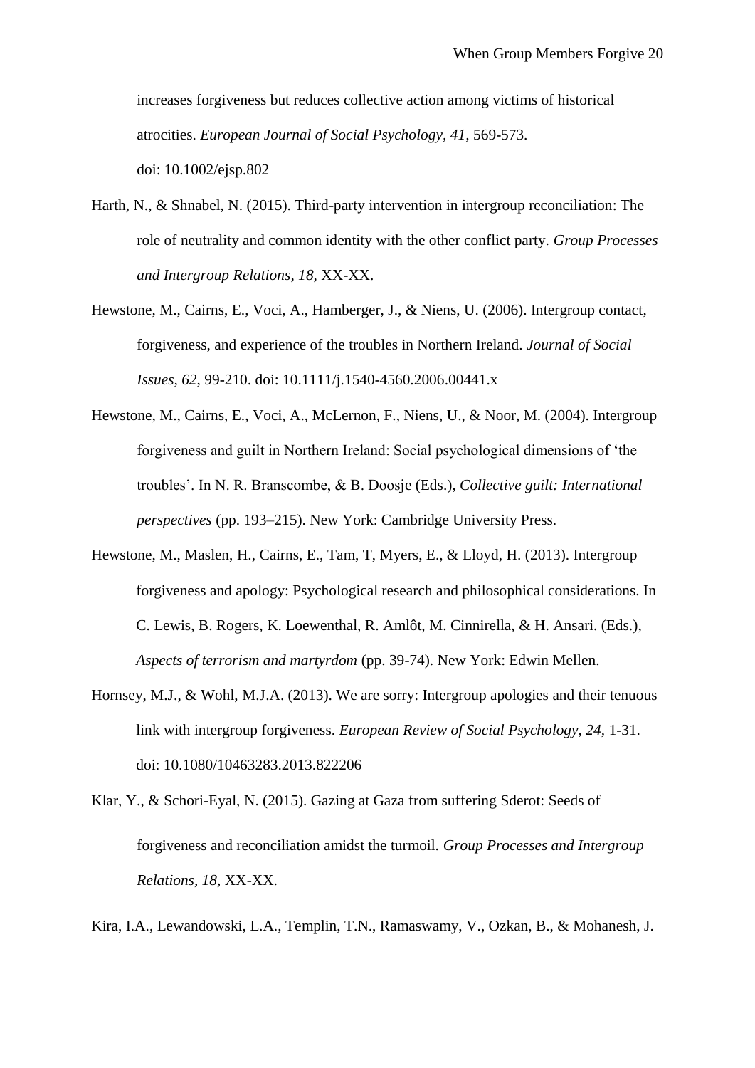increases forgiveness but reduces collective action among victims of historical atrocities. *European Journal of Social Psychology, 41,* 569-573. doi: 10.1002/ejsp.802

Harth, N., & Shnabel, N. (2015). Third-party intervention in intergroup reconciliation: The role of neutrality and common identity with the other conflict party. *Group Processes and Intergroup Relations, 18,* XX-XX.

Hewstone, M., Cairns, E., Voci, A., Hamberger, J., & Niens, U. (2006). Intergroup contact, forgiveness, and experience of the troubles in Northern Ireland. *Journal of Social Issues, 62*, 99-210. doi: 10.1111/j.1540-4560.2006.00441.x

Hewstone, M., Cairns, E., Voci, A., McLernon, F., Niens, U., & Noor, M. (2004). Intergroup forgiveness and guilt in Northern Ireland: Social psychological dimensions of 'the troubles'. In N. R. Branscombe, & B. Doosje (Eds.), *Collective guilt: International perspectives* (pp. 193–215). New York: Cambridge University Press.

Hewstone, M., Maslen, H., Cairns, E., Tam, T, Myers, E., & Lloyd, H. (2013). Intergroup forgiveness and apology: Psychological research and philosophical considerations. In C. Lewis, B. Rogers, K. Loewenthal, R. Amlôt, M. Cinnirella, & H. Ansari. (Eds.), *Aspects of terrorism and martyrdom* (pp. 39-74). New York: Edwin Mellen.

Hornsey, M.J., & Wohl, M.J.A. (2013). We are sorry: Intergroup apologies and their tenuous link with intergroup forgiveness. *European Review of Social Psychology, 24,* 1-31. doi: 10.1080/10463283.2013.822206

Klar, Y., & Schori-Eyal, N. (2015). Gazing at Gaza from suffering Sderot: Seeds of forgiveness and reconciliation amidst the turmoil. *Group Processes and Intergroup Relations, 18,* XX-XX.

Kira, I.A., Lewandowski, L.A., Templin, T.N., Ramaswamy, V., Ozkan, B., & Mohanesh, J.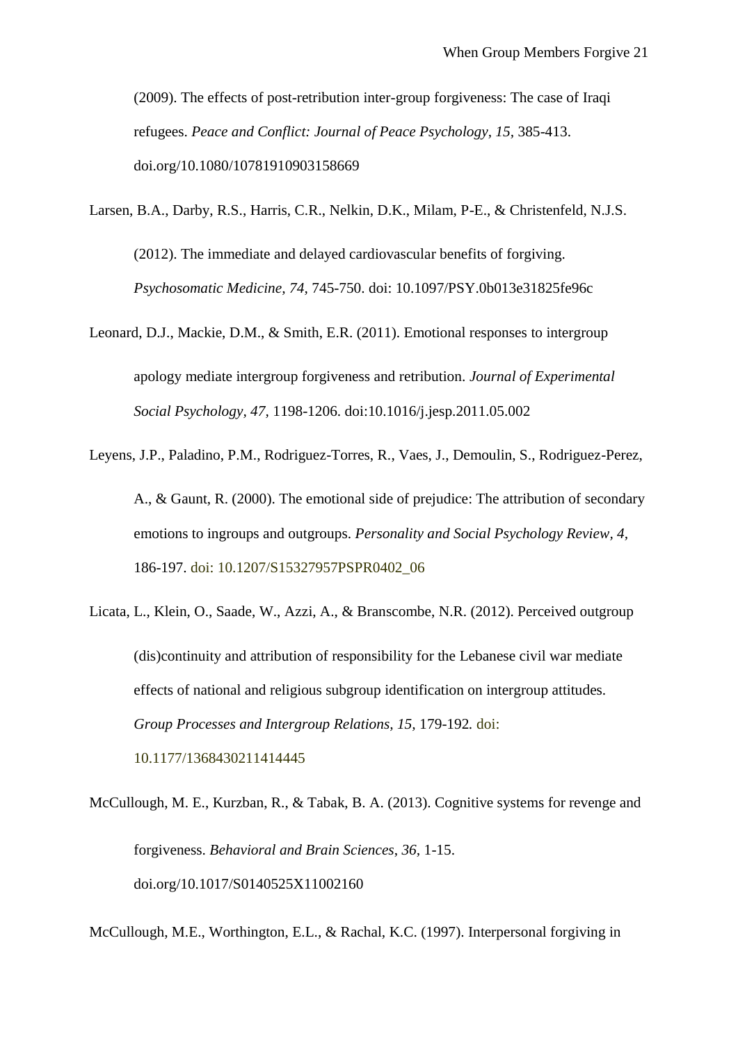(2009). The effects of post-retribution inter-group forgiveness: The case of Iraqi refugees. *Peace and Conflict: Journal of Peace Psychology, 15,* 385-413. doi.org/10.1080/10781910903158669

Larsen, B.A., Darby, R.S., Harris, C.R., Nelkin, D.K., Milam, P-E., & Christenfeld, N.J.S. (2012). The immediate and delayed cardiovascular benefits of forgiving. *Psychosomatic Medicine, 74,* 745-750. doi: 10.1097/PSY.0b013e31825fe96c

Leonard, D.J., Mackie, D.M., & Smith, E.R. (2011). Emotional responses to intergroup apology mediate intergroup forgiveness and retribution. *Journal of Experimental Social Psychology, 47,* 1198-1206. doi:10.1016/j.jesp.2011.05.002

Leyens, J.P., Paladino, P.M., Rodriguez-Torres, R., Vaes, J., Demoulin, S., Rodriguez-Perez, A., & Gaunt, R. (2000). The emotional side of prejudice: The attribution of secondary emotions to ingroups and outgroups. *Personality and Social Psychology Review, 4,* 186-197. doi: 10.1207/S15327957PSPR0402_06

Licata, L., Klein, O., Saade, W., Azzi, A., & Branscombe, N.R. (2012). Perceived outgroup (dis)continuity and attribution of responsibility for the Lebanese civil war mediate effects of national and religious subgroup identification on intergroup attitudes. *Group Processes and Intergroup Relations, 15,* 179-192. doi: 10.1177/1368430211414445

McCullough, M. E., Kurzban, R., & Tabak, B. A. (2013). Cognitive systems for revenge and forgiveness. *Behavioral and Brain Sciences, 36,* 1-15. doi.org/10.1017/S0140525X11002160

McCullough, M.E., Worthington, E.L., & Rachal, K.C. (1997). Interpersonal forgiving in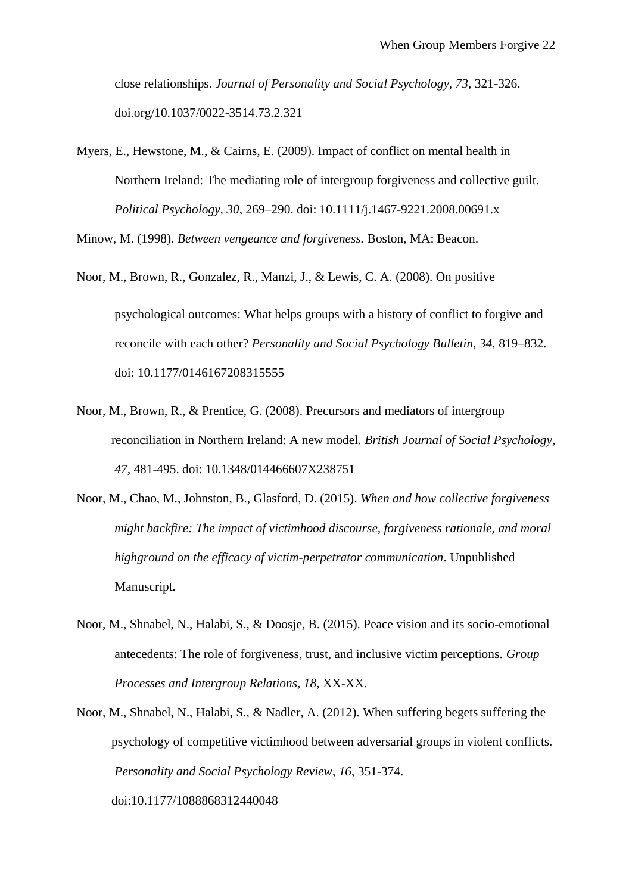close relationships. *Journal of Personality and Social Psychology, 73,* 321-326. doi.org/10.1037/0022-3514.73.2.321

Myers, E., Hewstone, M., & Cairns, E. (2009). Impact of conflict on mental health in Northern Ireland: The mediating role of intergroup forgiveness and collective guilt. *Political Psychology, 30*, 269–290. doi: 10.1111/j.1467-9221.2008.00691.x

Minow, M. (1998). *Between vengeance and forgiveness.* Boston, MA: Beacon.

Noor, M., Brown, R., Gonzalez, R., Manzi, J., & Lewis, C. A. (2008). On positive psychological outcomes: What helps groups with a history of conflict to forgive and reconcile with each other? *Personality and Social Psychology Bulletin, 34,* 819–832. doi: 10.1177/0146167208315555

Noor, M., Brown, R., & Prentice, G. (2008). Precursors and mediators of intergroup reconciliation in Northern Ireland: A new model. *British Journal of Social Psychology, 47,* 481-495. doi: 10.1348/014466607X238751

Noor, M., Chao, M., Johnston, B., Glasford, D. (2015). *When and how collective forgiveness might backfire: The impact of victimhood discourse, forgiveness rationale, and moral highground on the efficacy of victim-perpetrator communication*. Unpublished Manuscript.

Noor, M., Shnabel, N., Halabi, S., & Doosje, B. (2015). Peace vision and its socio-emotional antecedents: The role of forgiveness, trust, and inclusive victim perceptions. *Group Processes and Intergroup Relations, 18,* XX-XX.

Noor, M., Shnabel, N., Halabi, S., & Nadler, A. (2012). When suffering begets suffering the psychology of competitive victimhood between adversarial groups in violent conflicts. *Personality and Social Psychology Review*, *16*, 351-374. doi:10.1177/1088868312440048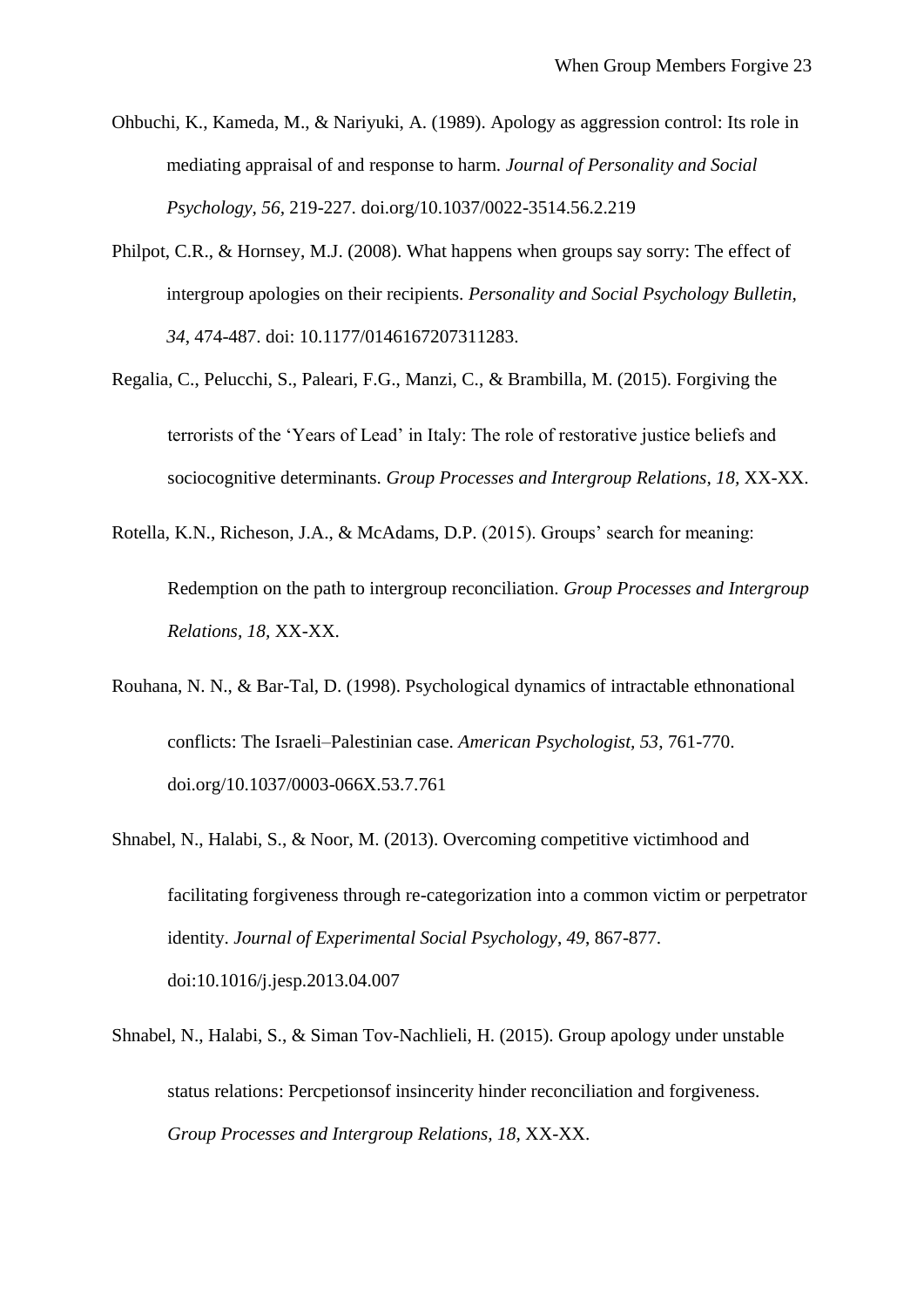Ohbuchi, K., Kameda, M., & Nariyuki, A. (1989). Apology as aggression control: Its role in mediating appraisal of and response to harm. *Journal of Personality and Social Psychology, 56*, 219-227. doi.org/10.1037/0022-3514.56.2.219

Philpot, C.R., & Hornsey, M.J. (2008). What happens when groups say sorry: The effect of intergroup apologies on their recipients. *Personality and Social Psychology Bulletin, 34*, 474-487. doi: 10.1177/0146167207311283.

Regalia, C., Pelucchi, S., Paleari, F.G., Manzi, C., & Brambilla, M. (2015). Forgiving the terrorists of the 'Years of Lead' in Italy: The role of restorative justice beliefs and sociocognitive determinants. *Group Processes and Intergroup Relations, 18,* XX-XX.

Rotella, K.N., Richeson, J.A., & McAdams, D.P. (2015). Groups' search for meaning: Redemption on the path to intergroup reconciliation. *Group Processes and Intergroup Relations, 18,* XX-XX.

Rouhana, N. N., & Bar-Tal, D. (1998). Psychological dynamics of intractable ethnonational conflicts: The Israeli–Palestinian case. *American Psychologist, 53*, 761-770. doi.org/10.1037/0003-066X.53.7.761

Shnabel, N., Halabi, S., & Noor, M. (2013). Overcoming competitive victimhood and facilitating forgiveness through re-categorization into a common victim or perpetrator identity. *Journal of Experimental Social Psychology*, *49*, 867-877. doi:10.1016/j.jesp.2013.04.007

Shnabel, N., Halabi, S., & Siman Tov-Nachlieli, H. (2015). Group apology under unstable status relations: Percpetionsof insincerity hinder reconciliation and forgiveness. *Group Processes and Intergroup Relations, 18,* XX-XX.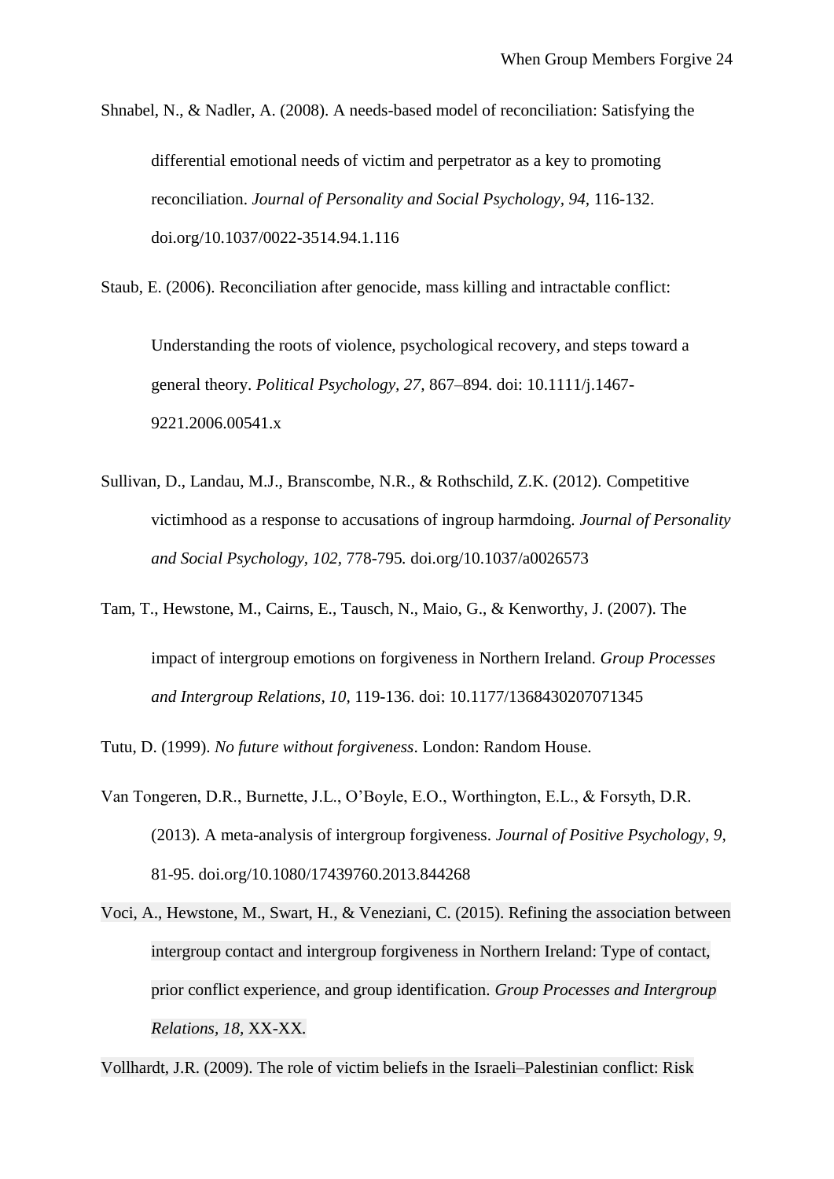Shnabel, N., & Nadler, A. (2008). A needs-based model of reconciliation: Satisfying the differential emotional needs of victim and perpetrator as a key to promoting reconciliation. *Journal of Personality and Social Psychology*, *94*, 116-132. doi.org/10.1037/0022-3514.94.1.116

Staub, E. (2006). Reconciliation after genocide, mass killing and intractable conflict: Understanding the roots of violence, psychological recovery, and steps toward a general theory. *Political Psychology*, *27*, 867–894. doi: 10.1111/j.1467-9221.2006.00541.x

Sullivan, D., Landau, M.J., Branscombe, N.R., & Rothschild, Z.K. (2012). Competitive victimhood as a response to accusations of ingroup harmdoing. *Journal of Personality and Social Psychology*, *102*, 778-795. doi.org/10.1037/a0026573

Tam, T., Hewstone, M., Cairns, E., Tausch, N., Maio, G., & Kenworthy, J. (2007). The impact of intergroup emotions on forgiveness in Northern Ireland. *Group Processes and Intergroup Relations*, *10*, 119-136. doi: 10.1177/1368430207071345

Tutu, D. (1999). *No future without forgiveness*. London: Random House.

Van Tongeren, D.R., Burnette, J.L., O'Boyle, E.O., Worthington, E.L., & Forsyth, D.R. (2013). A meta-analysis of intergroup forgiveness. *Journal of Positive Psychology*, *9*, 81-95. doi.org/10.1080/17439760.2013.844268

Voci, A., Hewstone, M., Swart, H., & Veneziani, C. (2015). Refining the association between intergroup contact and intergroup forgiveness in Northern Ireland: Type of contact, prior conflict experience, and group identification. *Group Processes and Intergroup Relations*, *18*, XX-XX.

Vollhardt, J.R. (2009). The role of victim beliefs in the Israeli–Palestinian conflict: Risk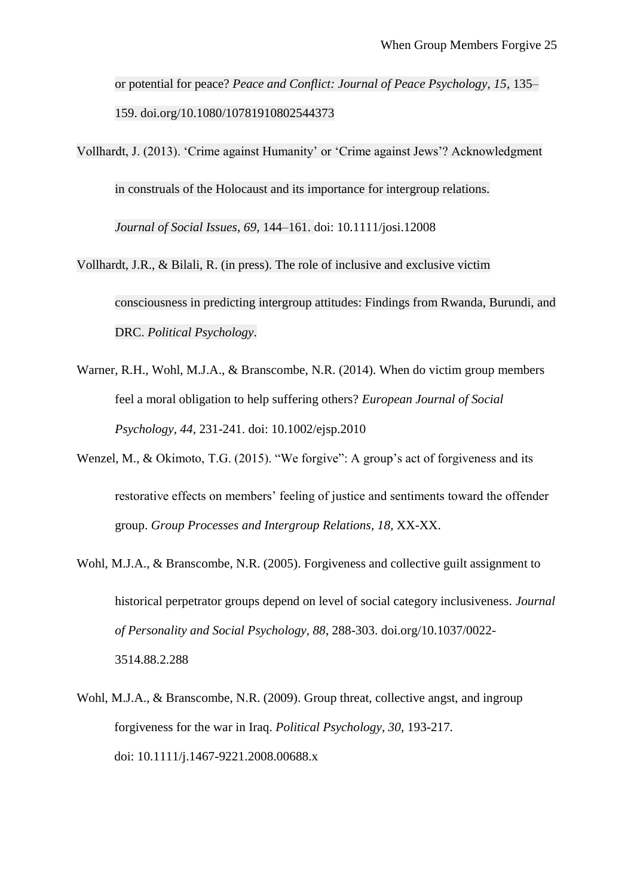or potential for peace? *Peace and Conflict: Journal of Peace Psychology, 15*, 135–159. doi.org/10.1080/10781910802544373

Vollhardt, J. (2013). 'Crime against Humanity' or 'Crime against Jews'? Acknowledgment in construals of the Holocaust and its importance for intergroup relations. *Journal of Social Issues, 69*, 144–161. doi: 10.1111/josi.12008

Vollhardt, J.R., & Bilali, R. (in press). The role of inclusive and exclusive victim consciousness in predicting intergroup attitudes: Findings from Rwanda, Burundi, and DRC. *Political Psychology*.

Warner, R.H., Wohl, M.J.A., & Branscombe, N.R. (2014). When do victim group members feel a moral obligation to help suffering others? *European Journal of Social Psychology, 44,* 231-241. doi: 10.1002/ejsp.2010

Wenzel, M., & Okimoto, T.G. (2015). "We forgive": A group's act of forgiveness and its restorative effects on members' feeling of justice and sentiments toward the offender group. *Group Processes and Intergroup Relations, 18,* XX-XX.

Wohl, M.J.A., & Branscombe, N.R. (2005). Forgiveness and collective guilt assignment to historical perpetrator groups depend on level of social category inclusiveness. *Journal of Personality and Social Psychology, 88*, 288-303. doi.org/10.1037/0022-3514.88.2.288

Wohl, M.J.A., & Branscombe, N.R. (2009). Group threat, collective angst, and ingroup forgiveness for the war in Iraq. *Political Psychology, 30*, 193-217. doi: 10.1111/j.1467-9221.2008.00688.x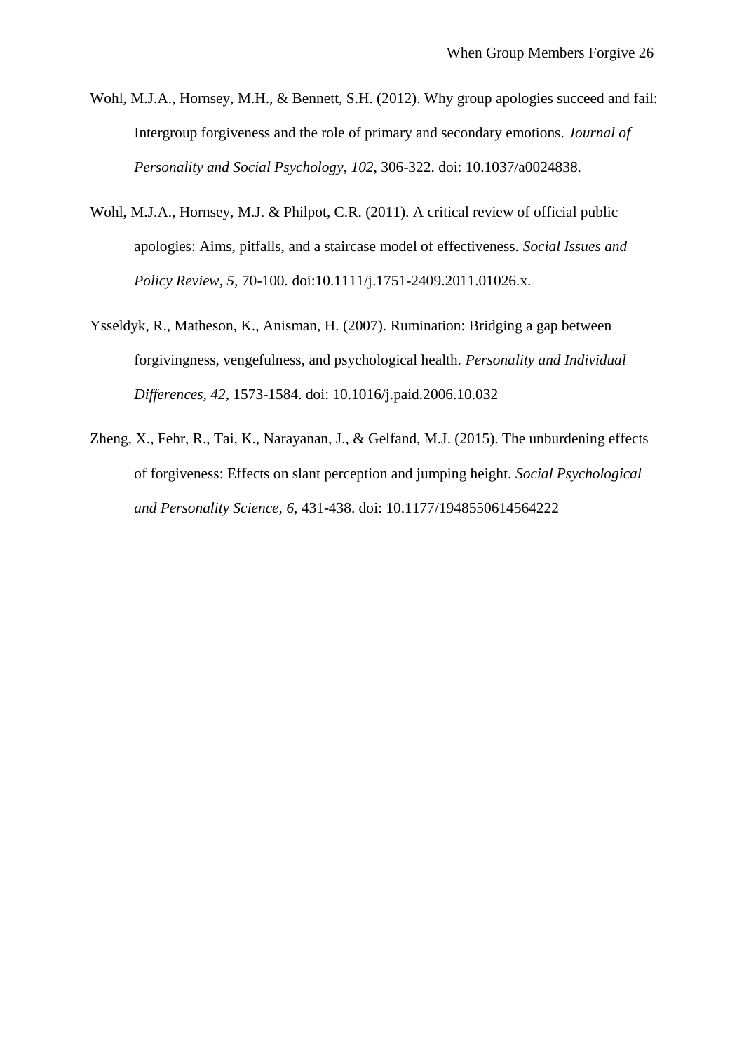Wohl, M.J.A., Hornsey, M.H., & Bennett, S.H. (2012). Why group apologies succeed and fail: Intergroup forgiveness and the role of primary and secondary emotions. *Journal of Personality and Social Psychology*, *102*, 306-322. doi: 10.1037/a0024838.

Wohl, M.J.A., Hornsey, M.J. & Philpot, C.R. (2011). A critical review of official public apologies: Aims, pitfalls, and a staircase model of effectiveness. *Social Issues and Policy Review, 5,* 70-100. doi:10.1111/j.1751-2409.2011.01026.x.

Ysseldyk, R., Matheson, K., Anisman, H. (2007). Rumination: Bridging a gap between forgivingness, vengefulness, and psychological health. *Personality and Individual Differences, 42*, 1573-1584. doi: 10.1016/j.paid.2006.10.032

Zheng, X., Fehr, R., Tai, K., Narayanan, J., & Gelfand, M.J. (2015). The unburdening effects of forgiveness: Effects on slant perception and jumping height. *Social Psychological and Personality Science, 6,* 431-438. doi: 10.1177/1948550614564222